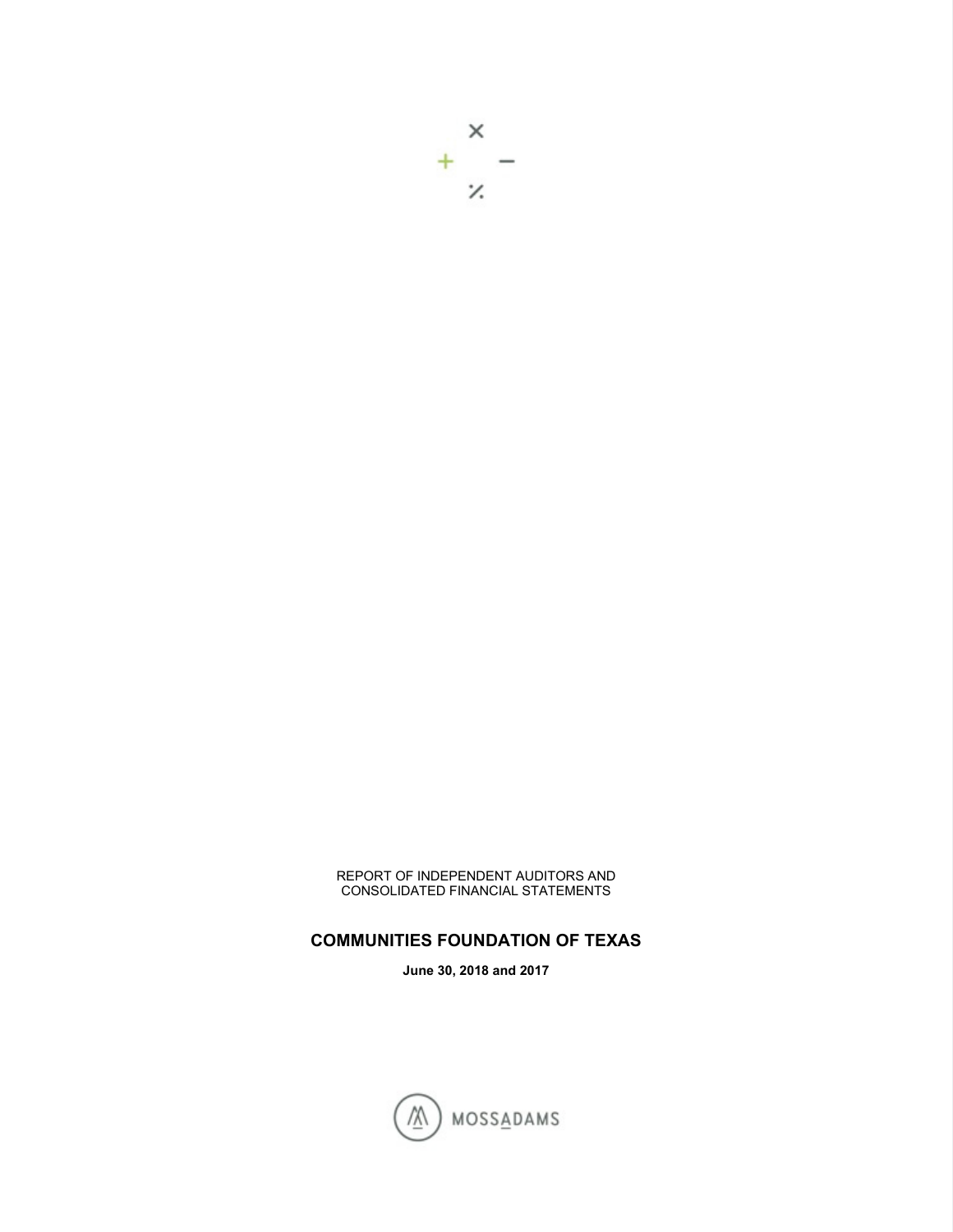REPORT OF INDEPENDENT AUDITORS AND CONSOLIDATED FINANCIAL STATEMENTS

# COMMUNITIES FOUNDATION OF TEXAS

**June 30, 2018 and 2017**

MOSSADAMS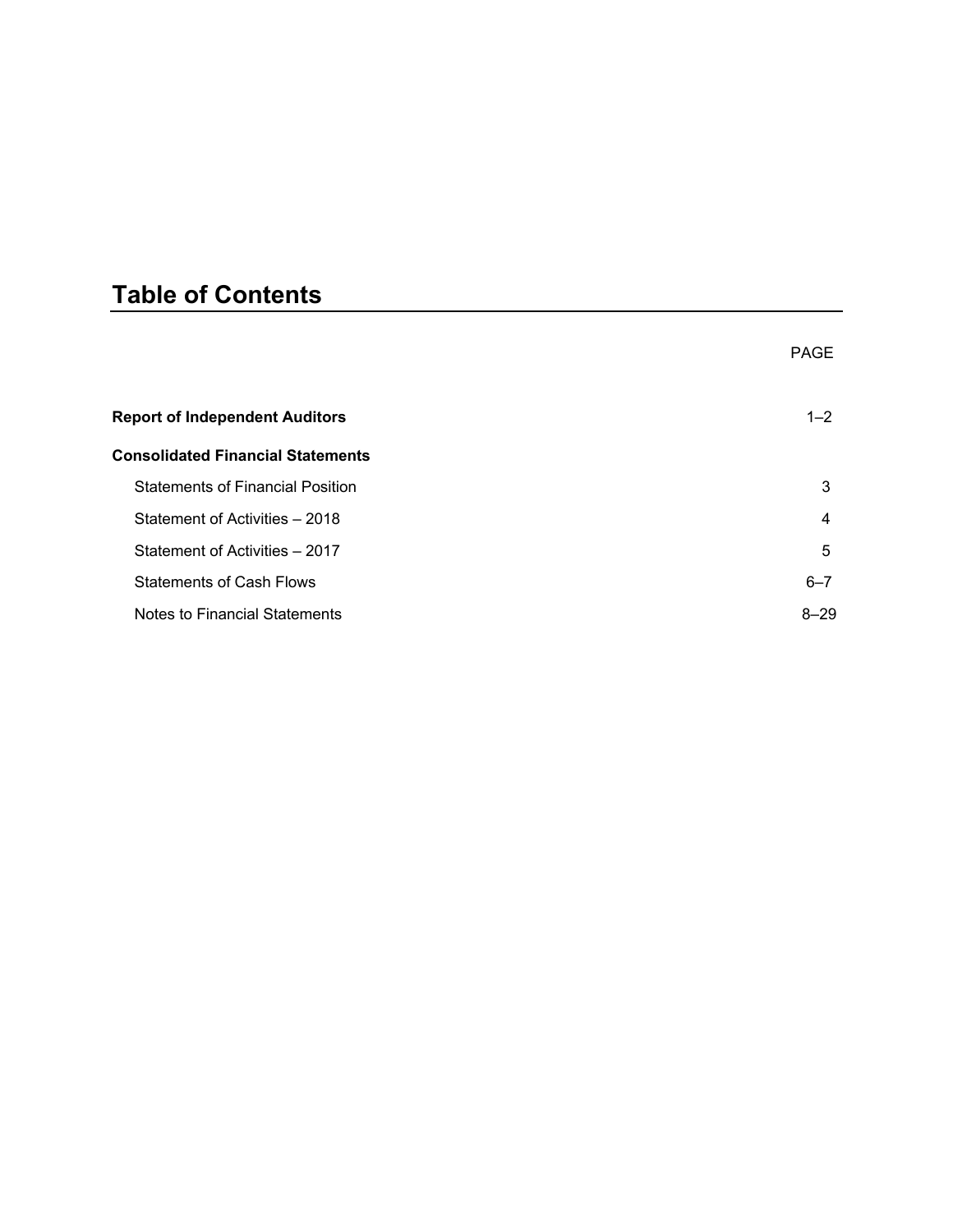# Table of Contents

| | PAGE |
|---|---|
| **Report of Independent Auditors** | 1–2 |
| **Consolidated Financial Statements** | |
| Statements of Financial Position | 3 |
| Statement of Activities – 2018 | 4 |
| Statement of Activities – 2017 | 5 |
| Statements of Cash Flows | 6–7 |
| Notes to Financial Statements | 8–29 |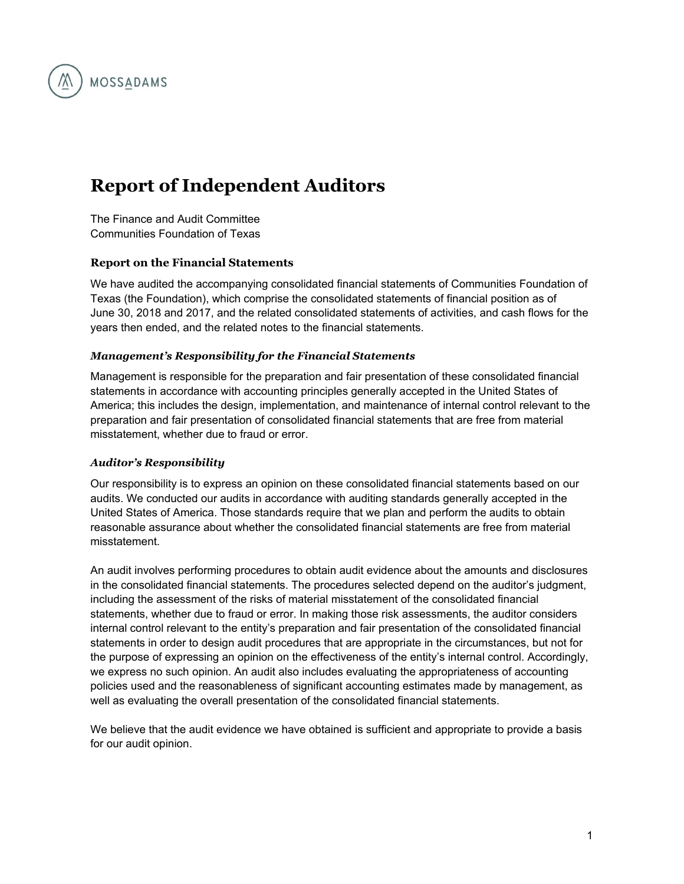# Report of Independent Auditors

The Finance and Audit Committee
Communities Foundation of Texas

### Report on the Financial Statements

We have audited the accompanying consolidated financial statements of Communities Foundation of Texas (the Foundation), which comprise the consolidated statements of financial position as of June 30, 2018 and 2017, and the related consolidated statements of activities, and cash flows for the years then ended, and the related notes to the financial statements.

#### *Management's Responsibility for the Financial Statements*

Management is responsible for the preparation and fair presentation of these consolidated financial statements in accordance with accounting principles generally accepted in the United States of America; this includes the design, implementation, and maintenance of internal control relevant to the preparation and fair presentation of consolidated financial statements that are free from material misstatement, whether due to fraud or error.

#### *Auditor's Responsibility*

Our responsibility is to express an opinion on these consolidated financial statements based on our audits. We conducted our audits in accordance with auditing standards generally accepted in the United States of America. Those standards require that we plan and perform the audits to obtain reasonable assurance about whether the consolidated financial statements are free from material misstatement.

An audit involves performing procedures to obtain audit evidence about the amounts and disclosures in the consolidated financial statements. The procedures selected depend on the auditor's judgment, including the assessment of the risks of material misstatement of the consolidated financial statements, whether due to fraud or error. In making those risk assessments, the auditor considers internal control relevant to the entity's preparation and fair presentation of the consolidated financial statements in order to design audit procedures that are appropriate in the circumstances, but not for the purpose of expressing an opinion on the effectiveness of the entity's internal control. Accordingly, we express no such opinion. An audit also includes evaluating the appropriateness of accounting policies used and the reasonableness of significant accounting estimates made by management, as well as evaluating the overall presentation of the consolidated financial statements.

We believe that the audit evidence we have obtained is sufficient and appropriate to provide a basis for our audit opinion.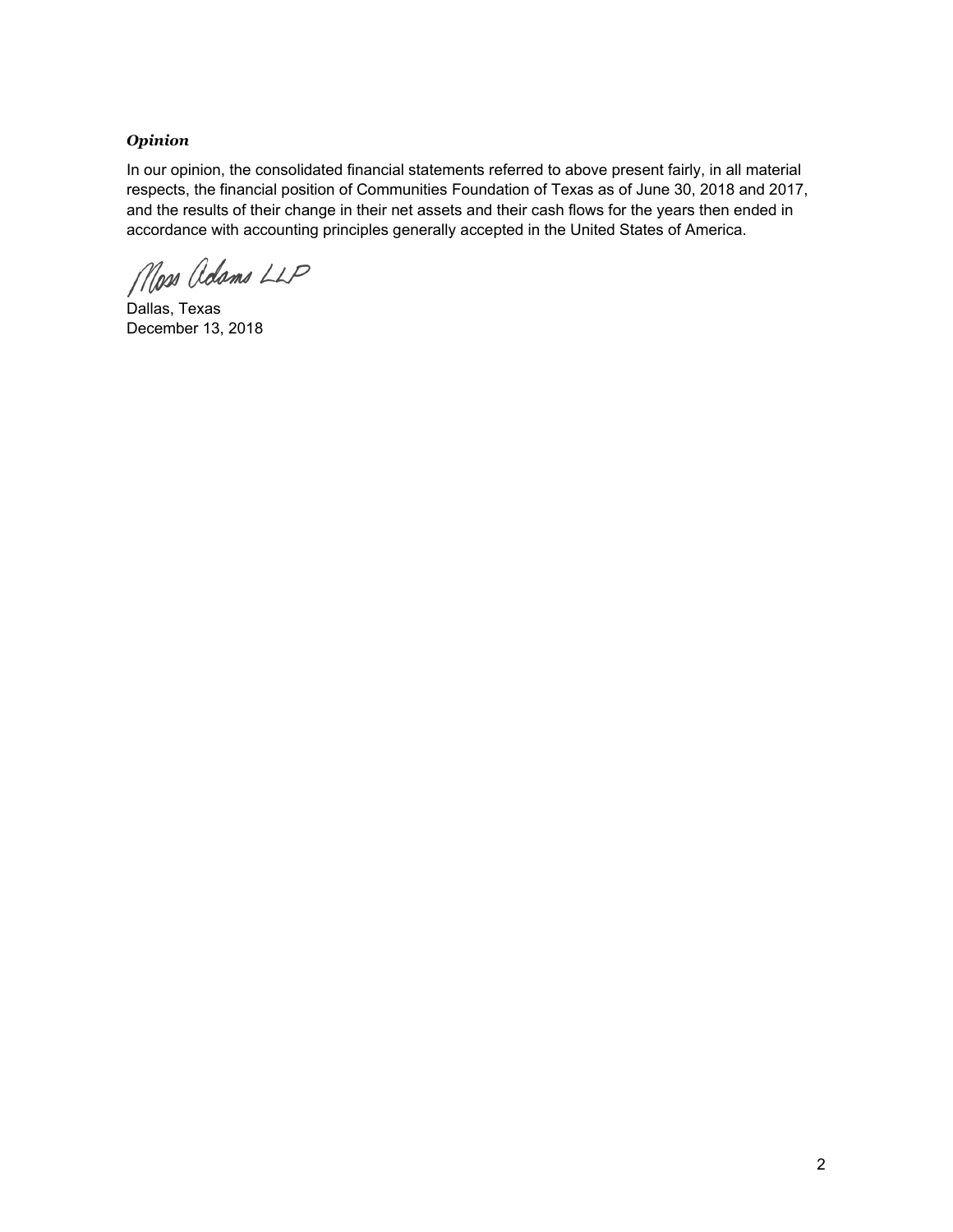### *Opinion*

In our opinion, the consolidated financial statements referred to above present fairly, in all material respects, the financial position of Communities Foundation of Texas as of June 30, 2018 and 2017, and the results of their change in their net assets and their cash flows for the years then ended in accordance with accounting principles generally accepted in the United States of America.

Moss Adams LLP

Dallas, Texas
December 13, 2018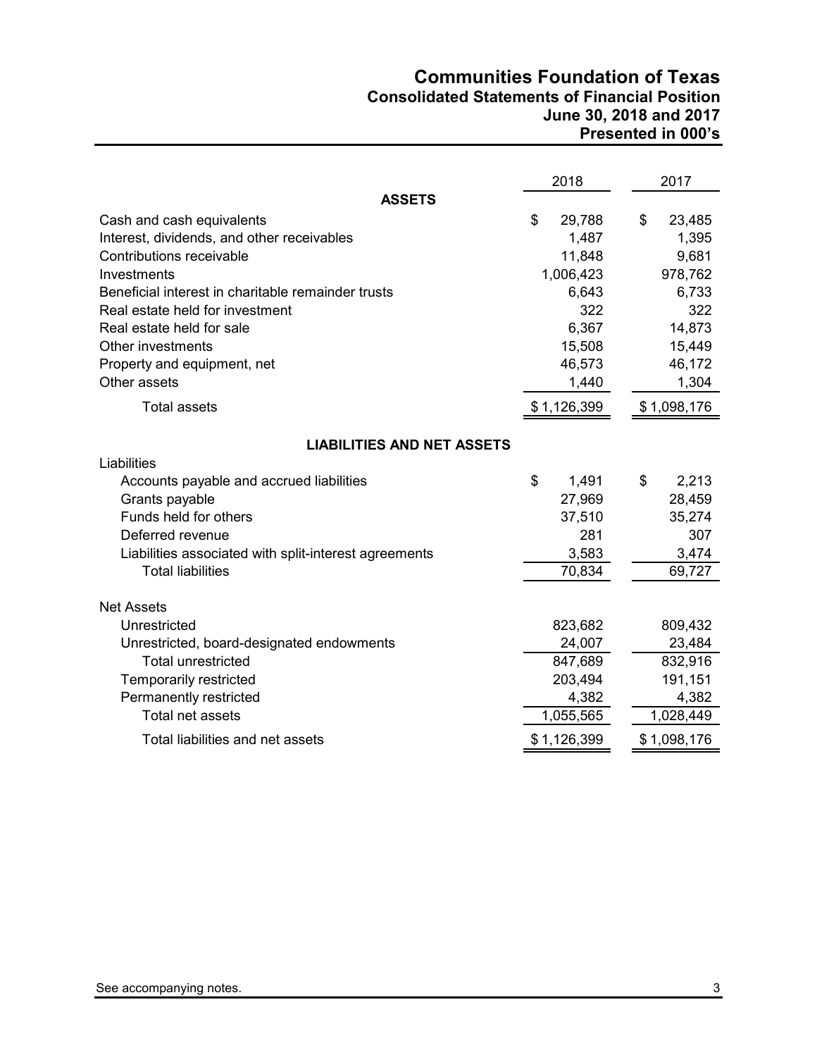# Communities Foundation of Texas
## Consolidated Statements of Financial Position
### June 30, 2018 and 2017
### Presented in 000's

| | 2018 | 2017 |
|---|---|---|
| **ASSETS** | | |
| Cash and cash equivalents | $ 29,788 | $ 23,485 |
| Interest, dividends, and other receivables | 1,487 | 1,395 |
| Contributions receivable | 11,848 | 9,681 |
| Investments | 1,006,423 | 978,762 |
| Beneficial interest in charitable remainder trusts | 6,643 | 6,733 |
| Real estate held for investment | 322 | 322 |
| Real estate held for sale | 6,367 | 14,873 |
| Other investments | 15,508 | 15,449 |
| Property and equipment, net | 46,573 | 46,172 |
| Other assets | 1,440 | 1,304 |
| Total assets | $ 1,126,399 | $ 1,098,176 |
| **LIABILITIES AND NET ASSETS** | | |
| Liabilities | | |
| Accounts payable and accrued liabilities | $ 1,491 | $ 2,213 |
| Grants payable | 27,969 | 28,459 |
| Funds held for others | 37,510 | 35,274 |
| Deferred revenue | 281 | 307 |
| Liabilities associated with split-interest agreements | 3,583 | 3,474 |
| Total liabilities | 70,834 | 69,727 |
| Net Assets | | |
| Unrestricted | 823,682 | 809,432 |
| Unrestricted, board-designated endowments | 24,007 | 23,484 |
| Total unrestricted | 847,689 | 832,916 |
| Temporarily restricted | 203,494 | 191,151 |
| Permanently restricted | 4,382 | 4,382 |
| Total net assets | 1,055,565 | 1,028,449 |
| Total liabilities and net assets | $ 1,126,399 | $ 1,098,176 |

See accompanying notes.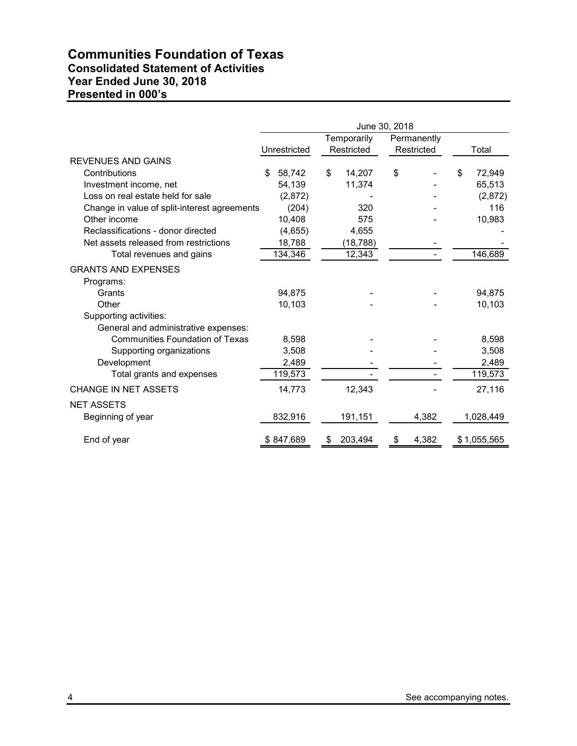# Communities Foundation of Texas
## Consolidated Statement of Activities
## Year Ended June 30, 2018
## Presented in 000's

| | June 30, 2018 | | | |
|---|---|---|---|---|
| | Unrestricted | Temporarily Restricted | Permanently Restricted | Total |
| REVENUES AND GAINS | | | | |
| Contributions | $ 58,742 | $ 14,207 | $ - | $ 72,949 |
| Investment income, net | 54,139 | 11,374 | - | 65,513 |
| Loss on real estate held for sale | (2,872) | - | - | (2,872) |
| Change in value of split-interest agreements | (204) | 320 | - | 116 |
| Other income | 10,408 | 575 | - | 10,983 |
| Reclassifications - donor directed | (4,655) | 4,655 | | - |
| Net assets released from restrictions | 18,788 | (18,788) | - | - |
| Total revenues and gains | 134,346 | 12,343 | - | 146,689 |
| GRANTS AND EXPENSES | | | | |
| Programs: | | | | |
| Grants | 94,875 | - | - | 94,875 |
| Other | 10,103 | - | - | 10,103 |
| Supporting activities: | | | | |
| General and administrative expenses: | | | | |
| Communities Foundation of Texas | 8,598 | - | - | 8,598 |
| Supporting organizations | 3,508 | - | - | 3,508 |
| Development | 2,489 | - | - | 2,489 |
| Total grants and expenses | 119,573 | - | - | 119,573 |
| CHANGE IN NET ASSETS | 14,773 | 12,343 | - | 27,116 |
| NET ASSETS | | | | |
| Beginning of year | 832,916 | 191,151 | 4,382 | 1,028,449 |
| End of year | $ 847,689 | $ 203,494 | $ 4,382 | $ 1,055,565 |

See accompanying notes.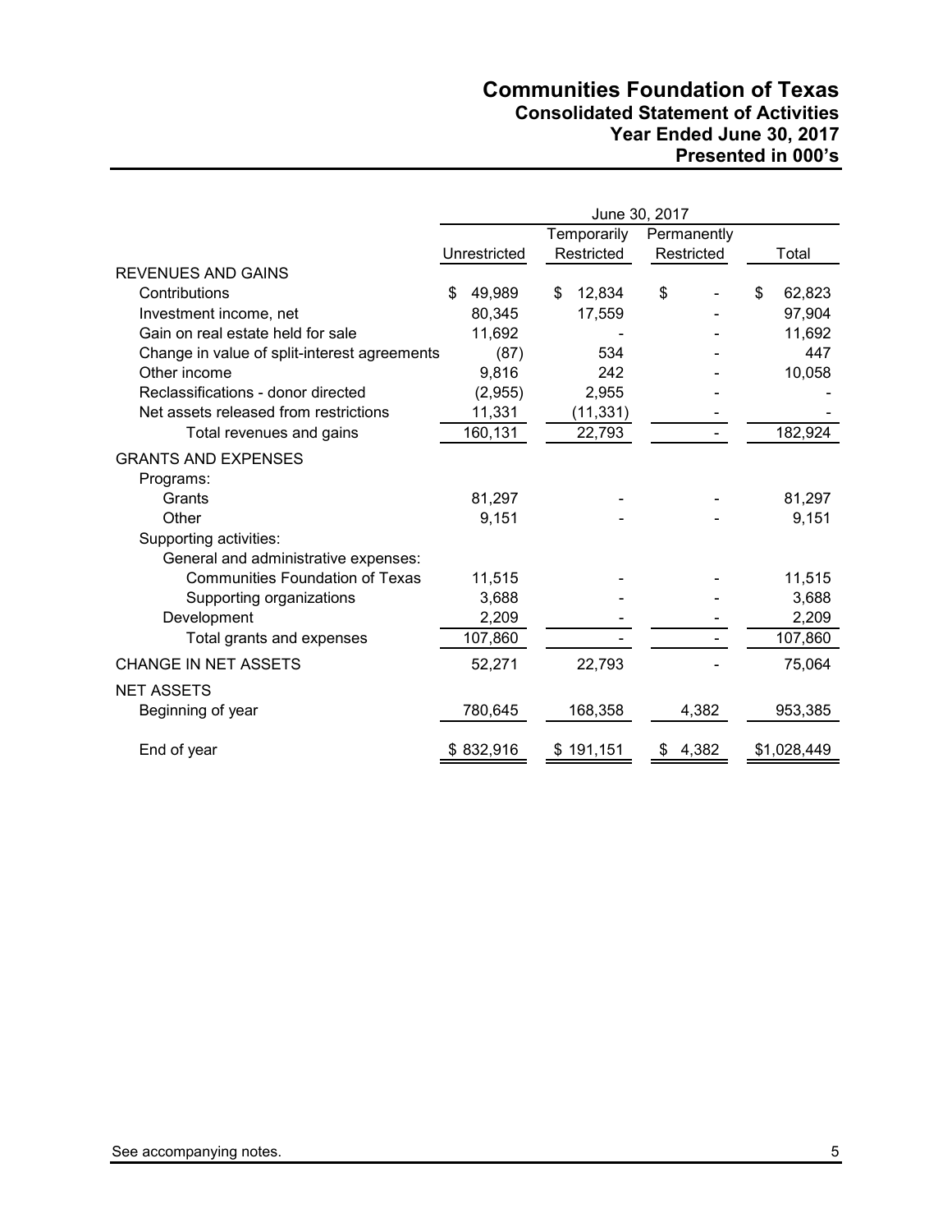# Communities Foundation of Texas
## Consolidated Statement of Activities
### Year Ended June 30, 2017
### Presented in 000's

| | June 30, 2017 | | | |
|---|---|---|---|---|
| | Unrestricted | Temporarily Restricted | Permanently Restricted | Total |
| **REVENUES AND GAINS** | | | | |
| Contributions | $ 49,989 | $ 12,834 | $ - | $ 62,823 |
| Investment income, net | 80,345 | 17,559 | - | 97,904 |
| Gain on real estate held for sale | 11,692 | - | - | 11,692 |
| Change in value of split-interest agreements | (87) | 534 | - | 447 |
| Other income | 9,816 | 242 | - | 10,058 |
| Reclassifications - donor directed | (2,955) | 2,955 | - | - |
| Net assets released from restrictions | 11,331 | (11,331) | - | - |
| Total revenues and gains | 160,131 | 22,793 | - | 182,924 |
| **GRANTS AND EXPENSES** | | | | |
| Programs: | | | | |
| Grants | 81,297 | - | - | 81,297 |
| Other | 9,151 | - | - | 9,151 |
| Supporting activities: | | | | |
| General and administrative expenses: | | | | |
| Communities Foundation of Texas | 11,515 | - | - | 11,515 |
| Supporting organizations | 3,688 | - | - | 3,688 |
| Development | 2,209 | - | - | 2,209 |
| Total grants and expenses | 107,860 | - | - | 107,860 |
| **CHANGE IN NET ASSETS** | 52,271 | 22,793 | - | 75,064 |
| **NET ASSETS** | | | | |
| Beginning of year | 780,645 | 168,358 | 4,382 | 953,385 |
| End of year | $ 832,916 | $ 191,151 | $ 4,382 | $1,028,449 |

See accompanying notes.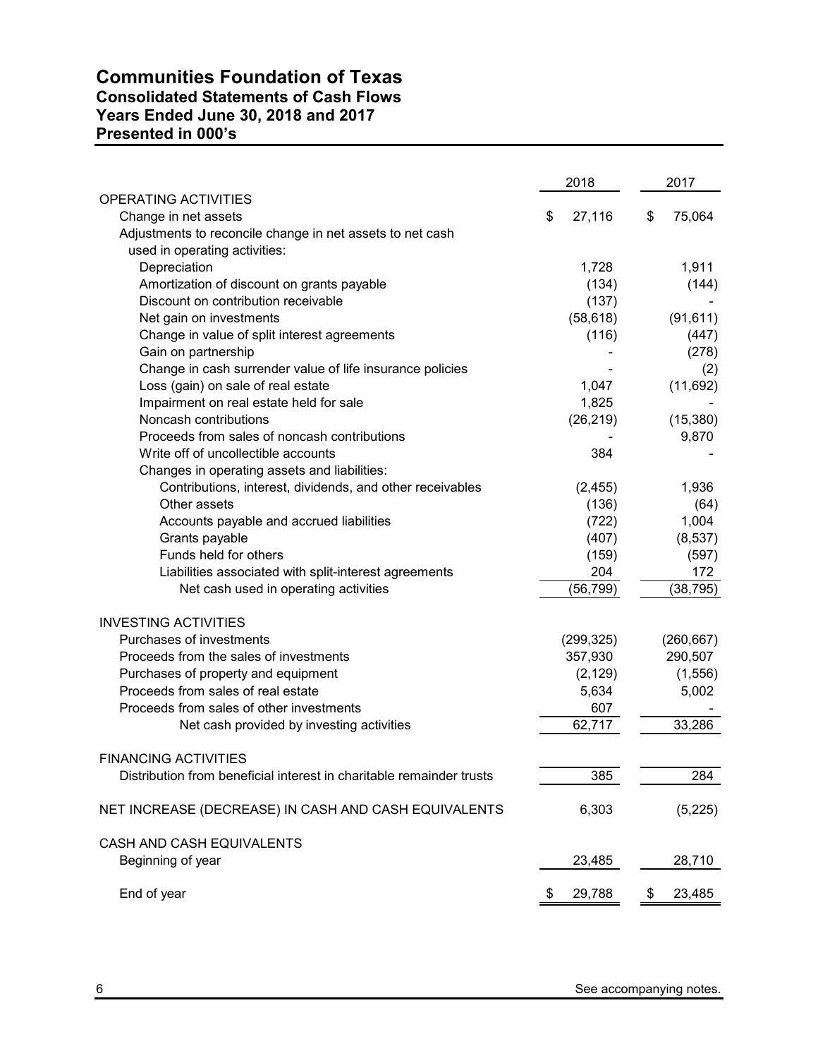# Communities Foundation of Texas
## Consolidated Statements of Cash Flows
## Years Ended June 30, 2018 and 2017
## Presented in 000's

| | 2018 | 2017 |
|---|---|---|
| OPERATING ACTIVITIES | | |
| Change in net assets | $ 27,116 | $ 75,064 |
| Adjustments to reconcile change in net assets to net cash used in operating activities: | | |
| Depreciation | 1,728 | 1,911 |
| Amortization of discount on grants payable | (134) | (144) |
| Discount on contribution receivable | (137) | - |
| Net gain on investments | (58,618) | (91,611) |
| Change in value of split interest agreements | (116) | (447) |
| Gain on partnership | - | (278) |
| Change in cash surrender value of life insurance policies | - | (2) |
| Loss (gain) on sale of real estate | 1,047 | (11,692) |
| Impairment on real estate held for sale | 1,825 | - |
| Noncash contributions | (26,219) | (15,380) |
| Proceeds from sales of noncash contributions | - | 9,870 |
| Write off of uncollectible accounts | 384 | - |
| Changes in operating assets and liabilities: | | |
| Contributions, interest, dividends, and other receivables | (2,455) | 1,936 |
| Other assets | (136) | (64) |
| Accounts payable and accrued liabilities | (722) | 1,004 |
| Grants payable | (407) | (8,537) |
| Funds held for others | (159) | (597) |
| Liabilities associated with split-interest agreements | 204 | 172 |
| Net cash used in operating activities | (56,799) | (38,795) |
| | | |
| INVESTING ACTIVITIES | | |
| Purchases of investments | (299,325) | (260,667) |
| Proceeds from the sales of investments | 357,930 | 290,507 |
| Purchases of property and equipment | (2,129) | (1,556) |
| Proceeds from sales of real estate | 5,634 | 5,002 |
| Proceeds from sales of other investments | 607 | - |
| Net cash provided by investing activities | 62,717 | 33,286 |
| | | |
| FINANCING ACTIVITIES | | |
| Distribution from beneficial interest in charitable remainder trusts | 385 | 284 |
| | | |
| NET INCREASE (DECREASE) IN CASH AND CASH EQUIVALENTS | 6,303 | (5,225) |
| | | |
| CASH AND CASH EQUIVALENTS | | |
| Beginning of year | 23,485 | 28,710 |
| End of year | $ 29,788 | $ 23,485 |

See accompanying notes.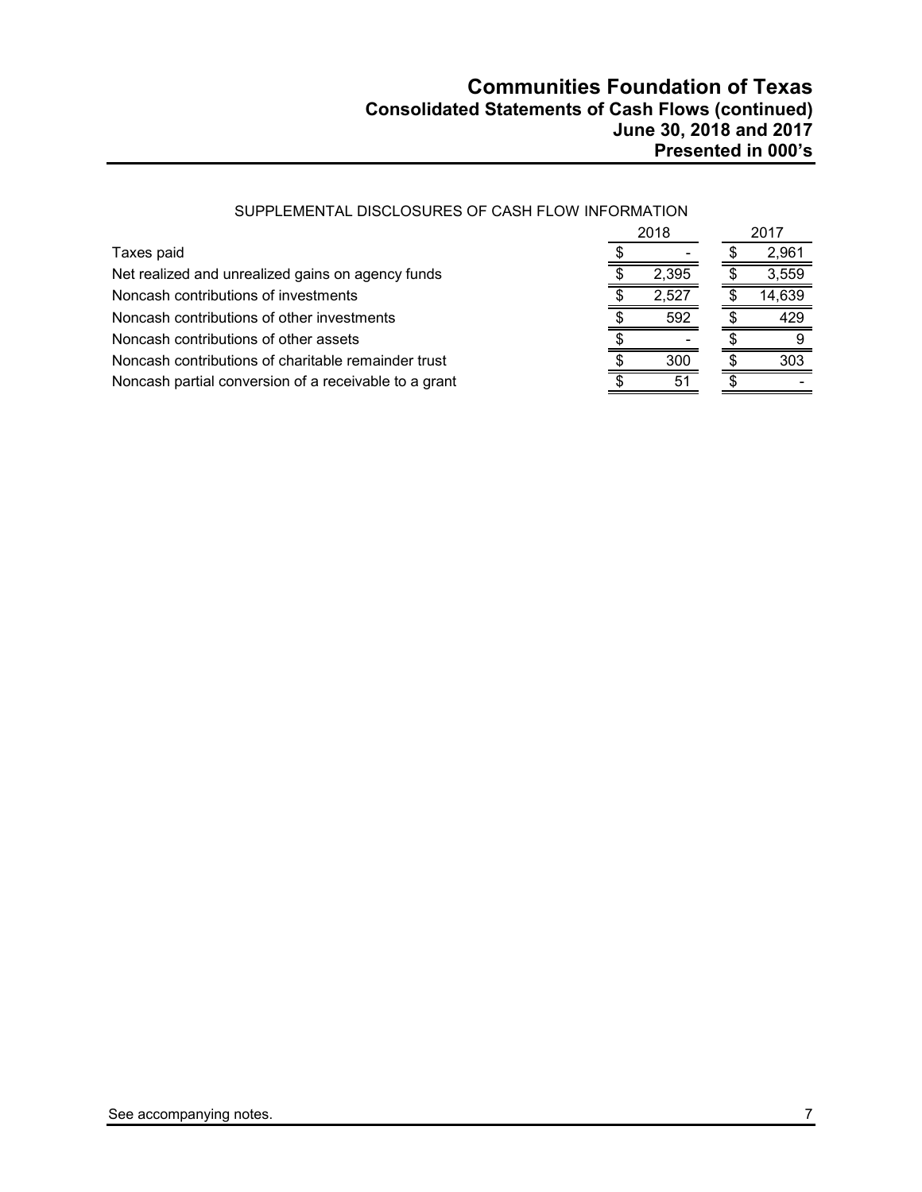# Communities Foundation of Texas
## Consolidated Statements of Cash Flows (continued)
### June 30, 2018 and 2017
### Presented in 000's

SUPPLEMENTAL DISCLOSURES OF CASH FLOW INFORMATION

| | 2018 | 2017 |
|---|---|---|
| Taxes paid | $ - | $ 2,961 |
| Net realized and unrealized gains on agency funds | $ 2,395 | $ 3,559 |
| Noncash contributions of investments | $ 2,527 | $ 14,639 |
| Noncash contributions of other investments | $ 592 | $ 429 |
| Noncash contributions of other assets | $ - | $ 9 |
| Noncash contributions of charitable remainder trust | $ 300 | $ 303 |
| Noncash partial conversion of a receivable to a grant | $ 51 | $ - |

See accompanying notes.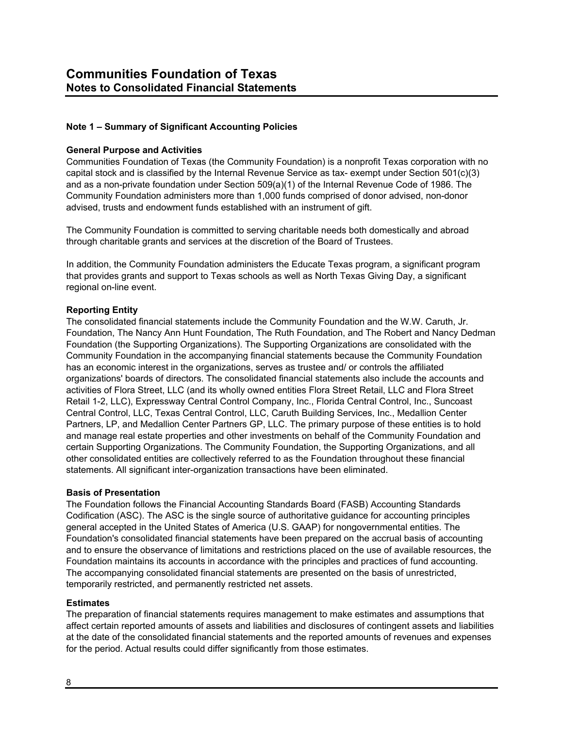# Communities Foundation of Texas
## Notes to Consolidated Financial Statements

### Note 1 – Summary of Significant Accounting Policies

**General Purpose and Activities**
Communities Foundation of Texas (the Community Foundation) is a nonprofit Texas corporation with no capital stock and is classified by the Internal Revenue Service as tax- exempt under Section 501(c)(3) and as a non-private foundation under Section 509(a)(1) of the Internal Revenue Code of 1986. The Community Foundation administers more than 1,000 funds comprised of donor advised, non-donor advised, trusts and endowment funds established with an instrument of gift.

The Community Foundation is committed to serving charitable needs both domestically and abroad through charitable grants and services at the discretion of the Board of Trustees.

In addition, the Community Foundation administers the Educate Texas program, a significant program that provides grants and support to Texas schools as well as North Texas Giving Day, a significant regional on-line event.

**Reporting Entity**
The consolidated financial statements include the Community Foundation and the W.W. Caruth, Jr. Foundation, The Nancy Ann Hunt Foundation, The Ruth Foundation, and The Robert and Nancy Dedman Foundation (the Supporting Organizations). The Supporting Organizations are consolidated with the Community Foundation in the accompanying financial statements because the Community Foundation has an economic interest in the organizations, serves as trustee and/ or controls the affiliated organizations' boards of directors. The consolidated financial statements also include the accounts and activities of Flora Street, LLC (and its wholly owned entities Flora Street Retail, LLC and Flora Street Retail 1-2, LLC), Expressway Central Control Company, Inc., Florida Central Control, Inc., Suncoast Central Control, LLC, Texas Central Control, LLC, Caruth Building Services, Inc., Medallion Center Partners, LP, and Medallion Center Partners GP, LLC. The primary purpose of these entities is to hold and manage real estate properties and other investments on behalf of the Community Foundation and certain Supporting Organizations. The Community Foundation, the Supporting Organizations, and all other consolidated entities are collectively referred to as the Foundation throughout these financial statements. All significant inter-organization transactions have been eliminated.

**Basis of Presentation**
The Foundation follows the Financial Accounting Standards Board (FASB) Accounting Standards Codification (ASC). The ASC is the single source of authoritative guidance for accounting principles general accepted in the United States of America (U.S. GAAP) for nongovernmental entities. The Foundation's consolidated financial statements have been prepared on the accrual basis of accounting and to ensure the observance of limitations and restrictions placed on the use of available resources, the Foundation maintains its accounts in accordance with the principles and practices of fund accounting. The accompanying consolidated financial statements are presented on the basis of unrestricted, temporarily restricted, and permanently restricted net assets.

**Estimates**
The preparation of financial statements requires management to make estimates and assumptions that affect certain reported amounts of assets and liabilities and disclosures of contingent assets and liabilities at the date of the consolidated financial statements and the reported amounts of revenues and expenses for the period. Actual results could differ significantly from those estimates.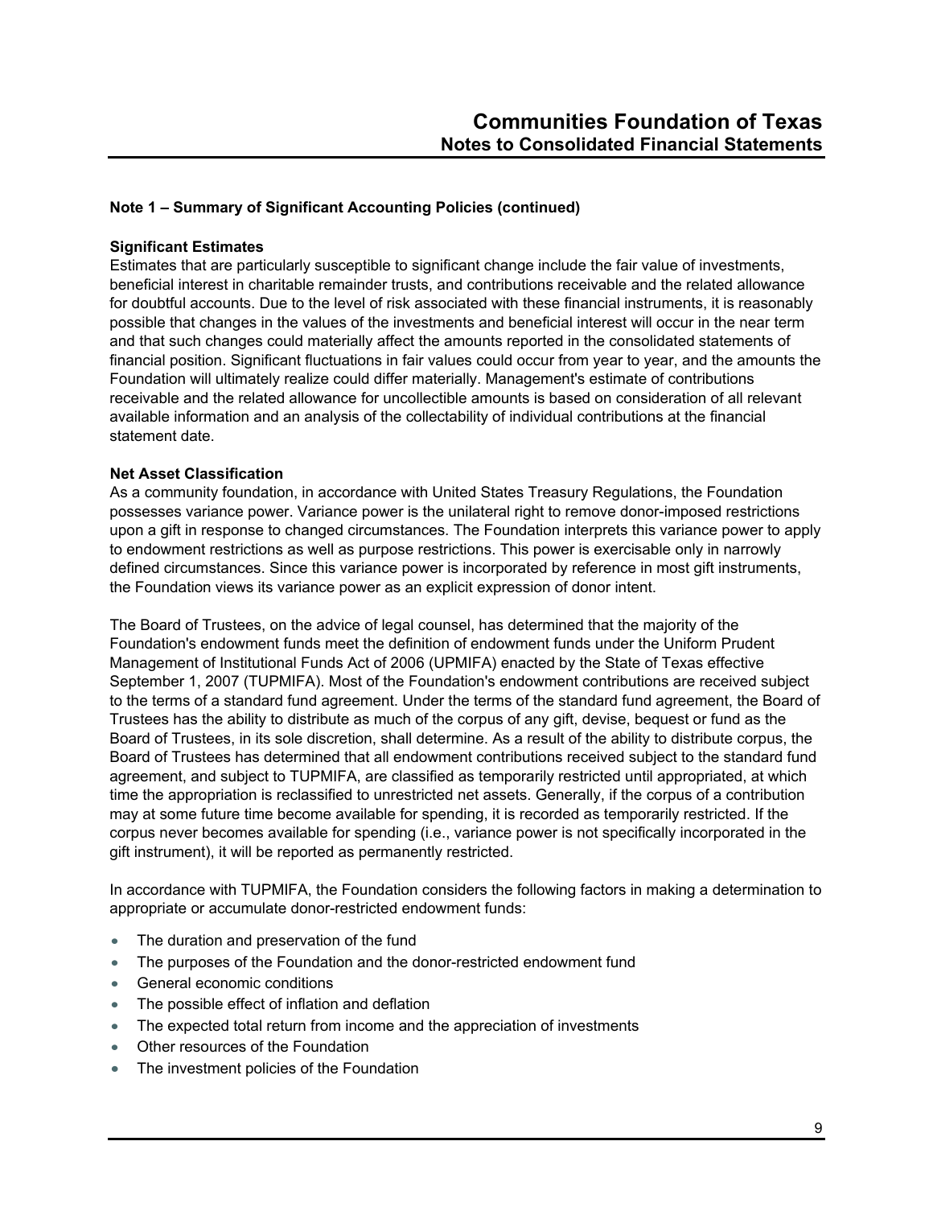### Note 1 – Summary of Significant Accounting Policies (continued)

**Significant Estimates**

Estimates that are particularly susceptible to significant change include the fair value of investments, beneficial interest in charitable remainder trusts, and contributions receivable and the related allowance for doubtful accounts. Due to the level of risk associated with these financial instruments, it is reasonably possible that changes in the values of the investments and beneficial interest will occur in the near term and that such changes could materially affect the amounts reported in the consolidated statements of financial position. Significant fluctuations in fair values could occur from year to year, and the amounts the Foundation will ultimately realize could differ materially. Management's estimate of contributions receivable and the related allowance for uncollectible amounts is based on consideration of all relevant available information and an analysis of the collectability of individual contributions at the financial statement date.

**Net Asset Classification**

As a community foundation, in accordance with United States Treasury Regulations, the Foundation possesses variance power. Variance power is the unilateral right to remove donor-imposed restrictions upon a gift in response to changed circumstances. The Foundation interprets this variance power to apply to endowment restrictions as well as purpose restrictions. This power is exercisable only in narrowly defined circumstances. Since this variance power is incorporated by reference in most gift instruments, the Foundation views its variance power as an explicit expression of donor intent.

The Board of Trustees, on the advice of legal counsel, has determined that the majority of the Foundation's endowment funds meet the definition of endowment funds under the Uniform Prudent Management of Institutional Funds Act of 2006 (UPMIFA) enacted by the State of Texas effective September 1, 2007 (TUPMIFA). Most of the Foundation's endowment contributions are received subject to the terms of a standard fund agreement. Under the terms of the standard fund agreement, the Board of Trustees has the ability to distribute as much of the corpus of any gift, devise, bequest or fund as the Board of Trustees, in its sole discretion, shall determine. As a result of the ability to distribute corpus, the Board of Trustees has determined that all endowment contributions received subject to the standard fund agreement, and subject to TUPMIFA, are classified as temporarily restricted until appropriated, at which time the appropriation is reclassified to unrestricted net assets. Generally, if the corpus of a contribution may at some future time become available for spending, it is recorded as temporarily restricted. If the corpus never becomes available for spending (i.e., variance power is not specifically incorporated in the gift instrument), it will be reported as permanently restricted.

In accordance with TUPMIFA, the Foundation considers the following factors in making a determination to appropriate or accumulate donor-restricted endowment funds:

- The duration and preservation of the fund
- The purposes of the Foundation and the donor-restricted endowment fund
- General economic conditions
- The possible effect of inflation and deflation
- The expected total return from income and the appreciation of investments
- Other resources of the Foundation
- The investment policies of the Foundation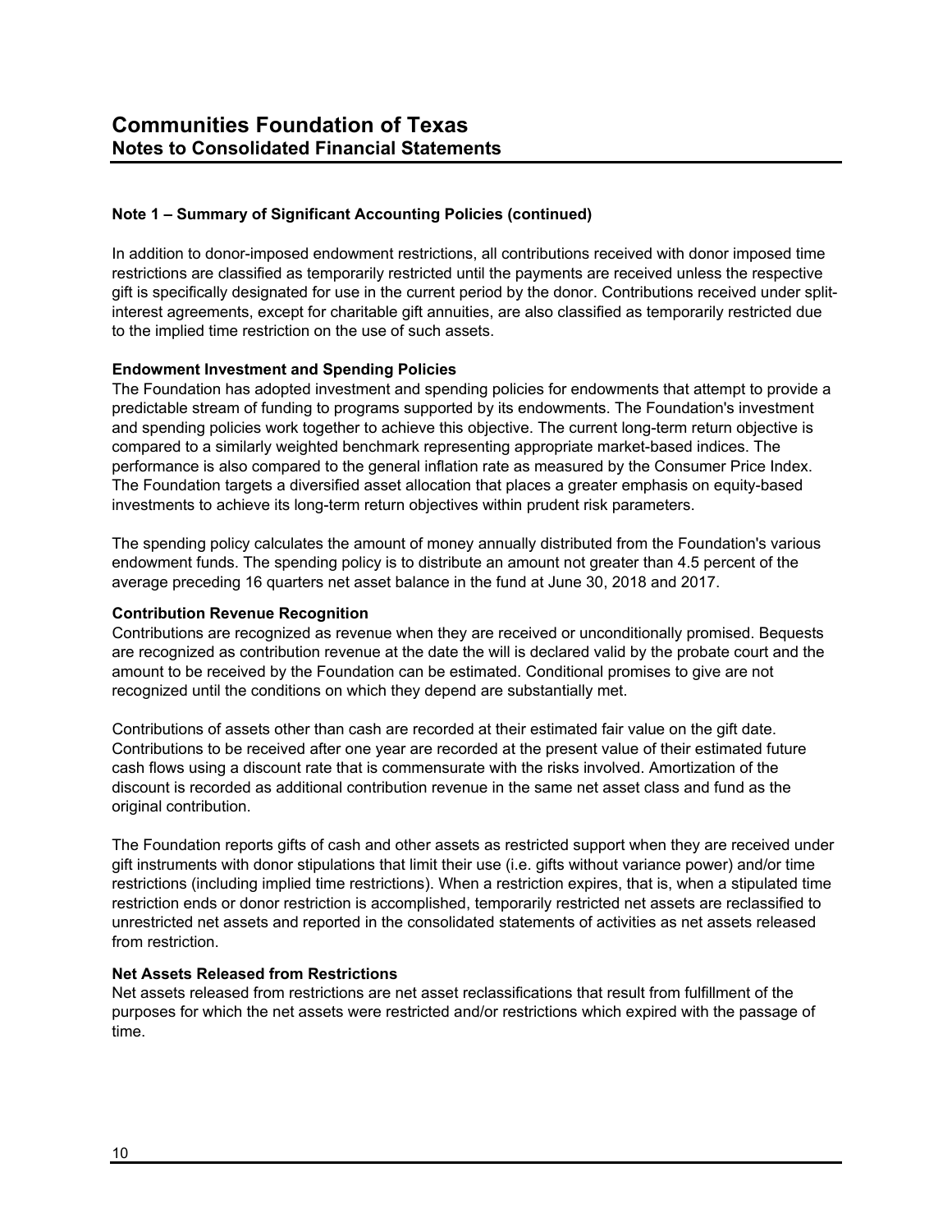## Note 1 – Summary of Significant Accounting Policies (continued)

In addition to donor-imposed endowment restrictions, all contributions received with donor imposed time restrictions are classified as temporarily restricted until the payments are received unless the respective gift is specifically designated for use in the current period by the donor. Contributions received under split-interest agreements, except for charitable gift annuities, are also classified as temporarily restricted due to the implied time restriction on the use of such assets.

### Endowment Investment and Spending Policies

The Foundation has adopted investment and spending policies for endowments that attempt to provide a predictable stream of funding to programs supported by its endowments. The Foundation's investment and spending policies work together to achieve this objective. The current long-term return objective is compared to a similarly weighted benchmark representing appropriate market-based indices. The performance is also compared to the general inflation rate as measured by the Consumer Price Index. The Foundation targets a diversified asset allocation that places a greater emphasis on equity-based investments to achieve its long-term return objectives within prudent risk parameters.

The spending policy calculates the amount of money annually distributed from the Foundation's various endowment funds. The spending policy is to distribute an amount not greater than 4.5 percent of the average preceding 16 quarters net asset balance in the fund at June 30, 2018 and 2017.

### Contribution Revenue Recognition

Contributions are recognized as revenue when they are received or unconditionally promised. Bequests are recognized as contribution revenue at the date the will is declared valid by the probate court and the amount to be received by the Foundation can be estimated. Conditional promises to give are not recognized until the conditions on which they depend are substantially met.

Contributions of assets other than cash are recorded at their estimated fair value on the gift date. Contributions to be received after one year are recorded at the present value of their estimated future cash flows using a discount rate that is commensurate with the risks involved. Amortization of the discount is recorded as additional contribution revenue in the same net asset class and fund as the original contribution.

The Foundation reports gifts of cash and other assets as restricted support when they are received under gift instruments with donor stipulations that limit their use (i.e. gifts without variance power) and/or time restrictions (including implied time restrictions). When a restriction expires, that is, when a stipulated time restriction ends or donor restriction is accomplished, temporarily restricted net assets are reclassified to unrestricted net assets and reported in the consolidated statements of activities as net assets released from restriction.

### Net Assets Released from Restrictions

Net assets released from restrictions are net asset reclassifications that result from fulfillment of the purposes for which the net assets were restricted and/or restrictions which expired with the passage of time.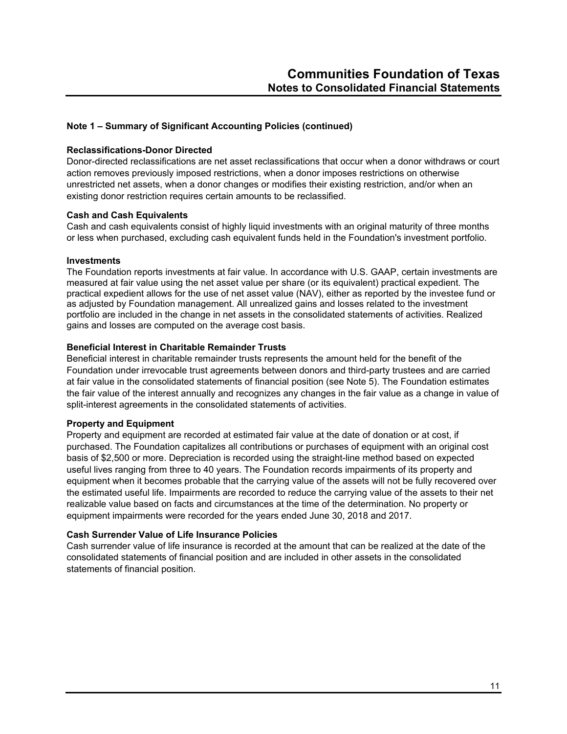## Note 1 – Summary of Significant Accounting Policies (continued)

### Reclassifications-Donor Directed

Donor-directed reclassifications are net asset reclassifications that occur when a donor withdraws or court action removes previously imposed restrictions, when a donor imposes restrictions on otherwise unrestricted net assets, when a donor changes or modifies their existing restriction, and/or when an existing donor restriction requires certain amounts to be reclassified.

### Cash and Cash Equivalents

Cash and cash equivalents consist of highly liquid investments with an original maturity of three months or less when purchased, excluding cash equivalent funds held in the Foundation's investment portfolio.

### Investments

The Foundation reports investments at fair value. In accordance with U.S. GAAP, certain investments are measured at fair value using the net asset value per share (or its equivalent) practical expedient. The practical expedient allows for the use of net asset value (NAV), either as reported by the investee fund or as adjusted by Foundation management. All unrealized gains and losses related to the investment portfolio are included in the change in net assets in the consolidated statements of activities. Realized gains and losses are computed on the average cost basis.

### Beneficial Interest in Charitable Remainder Trusts

Beneficial interest in charitable remainder trusts represents the amount held for the benefit of the Foundation under irrevocable trust agreements between donors and third-party trustees and are carried at fair value in the consolidated statements of financial position (see Note 5). The Foundation estimates the fair value of the interest annually and recognizes any changes in the fair value as a change in value of split-interest agreements in the consolidated statements of activities.

### Property and Equipment

Property and equipment are recorded at estimated fair value at the date of donation or at cost, if purchased. The Foundation capitalizes all contributions or purchases of equipment with an original cost basis of $2,500 or more. Depreciation is recorded using the straight-line method based on expected useful lives ranging from three to 40 years. The Foundation records impairments of its property and equipment when it becomes probable that the carrying value of the assets will not be fully recovered over the estimated useful life. Impairments are recorded to reduce the carrying value of the assets to their net realizable value based on facts and circumstances at the time of the determination. No property or equipment impairments were recorded for the years ended June 30, 2018 and 2017.

### Cash Surrender Value of Life Insurance Policies

Cash surrender value of life insurance is recorded at the amount that can be realized at the date of the consolidated statements of financial position and are included in other assets in the consolidated statements of financial position.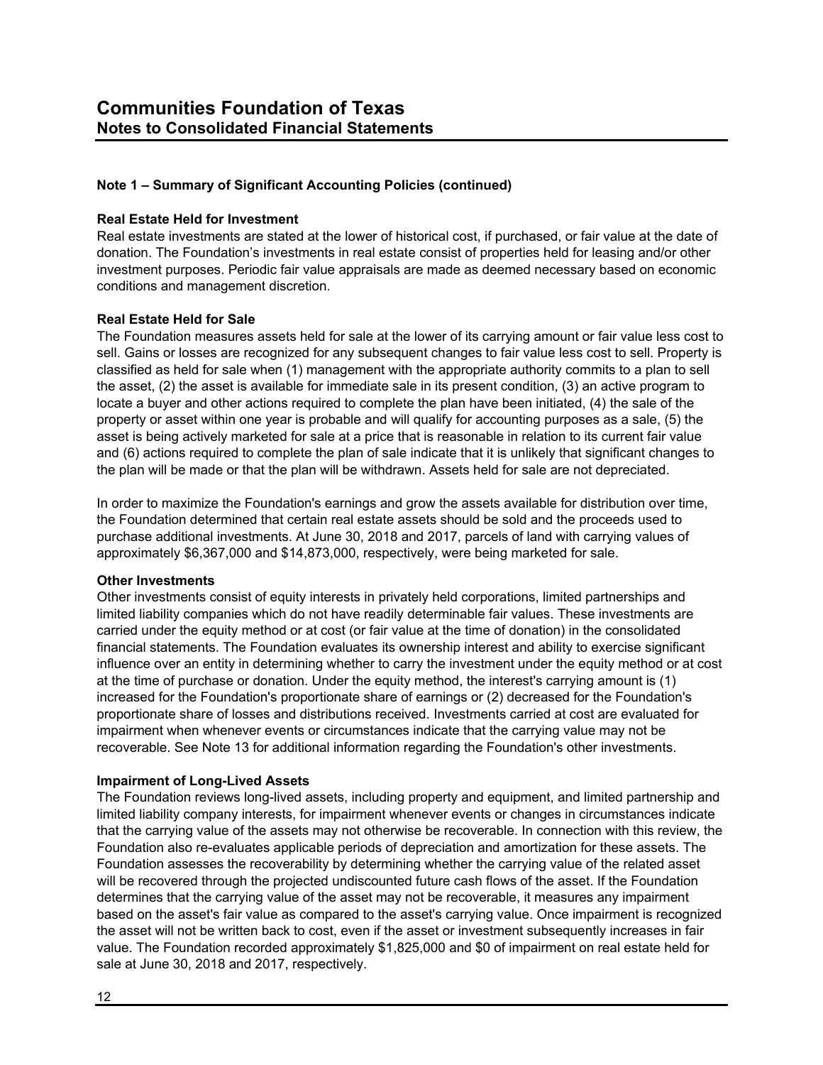# Communities Foundation of Texas
## Notes to Consolidated Financial Statements

### Note 1 – Summary of Significant Accounting Policies (continued)

**Real Estate Held for Investment**
Real estate investments are stated at the lower of historical cost, if purchased, or fair value at the date of donation. The Foundation's investments in real estate consist of properties held for leasing and/or other investment purposes. Periodic fair value appraisals are made as deemed necessary based on economic conditions and management discretion.

**Real Estate Held for Sale**
The Foundation measures assets held for sale at the lower of its carrying amount or fair value less cost to sell. Gains or losses are recognized for any subsequent changes to fair value less cost to sell. Property is classified as held for sale when (1) management with the appropriate authority commits to a plan to sell the asset, (2) the asset is available for immediate sale in its present condition, (3) an active program to locate a buyer and other actions required to complete the plan have been initiated, (4) the sale of the property or asset within one year is probable and will qualify for accounting purposes as a sale, (5) the asset is being actively marketed for sale at a price that is reasonable in relation to its current fair value and (6) actions required to complete the plan of sale indicate that it is unlikely that significant changes to the plan will be made or that the plan will be withdrawn. Assets held for sale are not depreciated.

In order to maximize the Foundation's earnings and grow the assets available for distribution over time, the Foundation determined that certain real estate assets should be sold and the proceeds used to purchase additional investments. At June 30, 2018 and 2017, parcels of land with carrying values of approximately $6,367,000 and $14,873,000, respectively, were being marketed for sale.

**Other Investments**
Other investments consist of equity interests in privately held corporations, limited partnerships and limited liability companies which do not have readily determinable fair values. These investments are carried under the equity method or at cost (or fair value at the time of donation) in the consolidated financial statements. The Foundation evaluates its ownership interest and ability to exercise significant influence over an entity in determining whether to carry the investment under the equity method or at cost at the time of purchase or donation. Under the equity method, the interest's carrying amount is (1) increased for the Foundation's proportionate share of earnings or (2) decreased for the Foundation's proportionate share of losses and distributions received. Investments carried at cost are evaluated for impairment when whenever events or circumstances indicate that the carrying value may not be recoverable. See Note 13 for additional information regarding the Foundation's other investments.

**Impairment of Long-Lived Assets**
The Foundation reviews long-lived assets, including property and equipment, and limited partnership and limited liability company interests, for impairment whenever events or changes in circumstances indicate that the carrying value of the assets may not otherwise be recoverable. In connection with this review, the Foundation also re-evaluates applicable periods of depreciation and amortization for these assets. The Foundation assesses the recoverability by determining whether the carrying value of the related asset will be recovered through the projected undiscounted future cash flows of the asset. If the Foundation determines that the carrying value of the asset may not be recoverable, it measures any impairment based on the asset's fair value as compared to the asset's carrying value. Once impairment is recognized the asset will not be written back to cost, even if the asset or investment subsequently increases in fair value. The Foundation recorded approximately $1,825,000 and $0 of impairment on real estate held for sale at June 30, 2018 and 2017, respectively.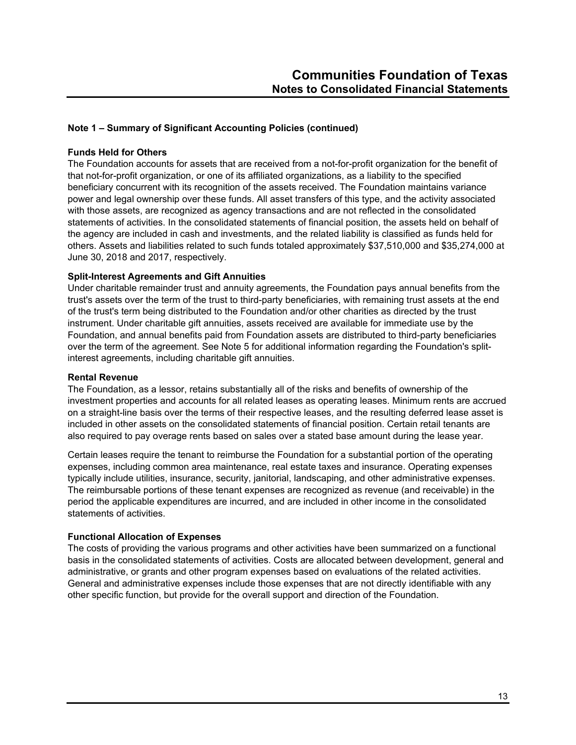## Note 1 – Summary of Significant Accounting Policies (continued)

### Funds Held for Others

The Foundation accounts for assets that are received from a not-for-profit organization for the benefit of that not-for-profit organization, or one of its affiliated organizations, as a liability to the specified beneficiary concurrent with its recognition of the assets received. The Foundation maintains variance power and legal ownership over these funds. All asset transfers of this type, and the activity associated with those assets, are recognized as agency transactions and are not reflected in the consolidated statements of activities. In the consolidated statements of financial position, the assets held on behalf of the agency are included in cash and investments, and the related liability is classified as funds held for others. Assets and liabilities related to such funds totaled approximately $37,510,000 and $35,274,000 at June 30, 2018 and 2017, respectively.

### Split-Interest Agreements and Gift Annuities

Under charitable remainder trust and annuity agreements, the Foundation pays annual benefits from the trust's assets over the term of the trust to third-party beneficiaries, with remaining trust assets at the end of the trust's term being distributed to the Foundation and/or other charities as directed by the trust instrument. Under charitable gift annuities, assets received are available for immediate use by the Foundation, and annual benefits paid from Foundation assets are distributed to third-party beneficiaries over the term of the agreement. See Note 5 for additional information regarding the Foundation's split-interest agreements, including charitable gift annuities.

### Rental Revenue

The Foundation, as a lessor, retains substantially all of the risks and benefits of ownership of the investment properties and accounts for all related leases as operating leases. Minimum rents are accrued on a straight-line basis over the terms of their respective leases, and the resulting deferred lease asset is included in other assets on the consolidated statements of financial position. Certain retail tenants are also required to pay overage rents based on sales over a stated base amount during the lease year.

Certain leases require the tenant to reimburse the Foundation for a substantial portion of the operating expenses, including common area maintenance, real estate taxes and insurance. Operating expenses typically include utilities, insurance, security, janitorial, landscaping, and other administrative expenses. The reimbursable portions of these tenant expenses are recognized as revenue (and receivable) in the period the applicable expenditures are incurred, and are included in other income in the consolidated statements of activities.

### Functional Allocation of Expenses

The costs of providing the various programs and other activities have been summarized on a functional basis in the consolidated statements of activities. Costs are allocated between development, general and administrative, or grants and other program expenses based on evaluations of the related activities. General and administrative expenses include those expenses that are not directly identifiable with any other specific function, but provide for the overall support and direction of the Foundation.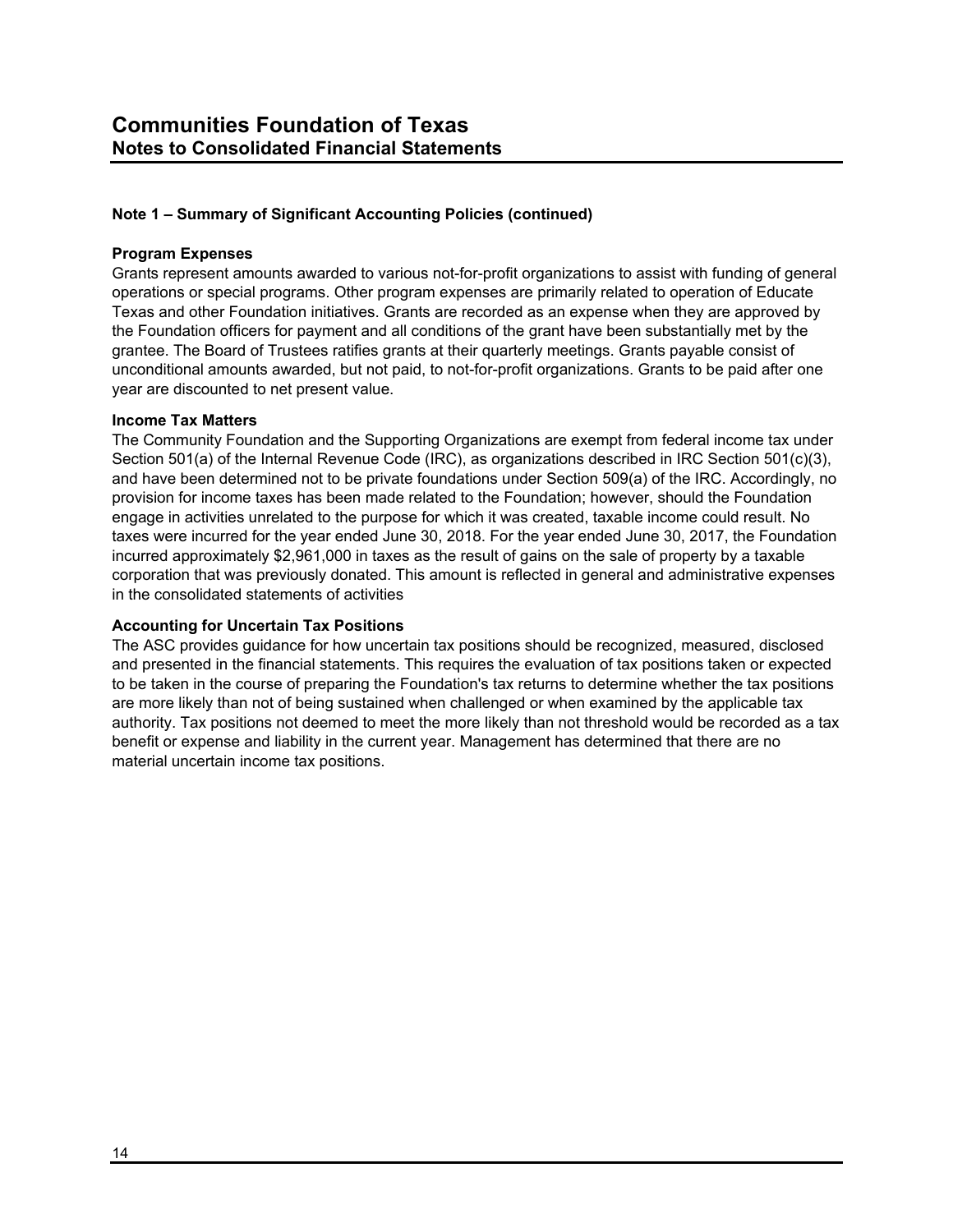# Communities Foundation of Texas
## Notes to Consolidated Financial Statements

### Note 1 – Summary of Significant Accounting Policies (continued)

**Program Expenses**

Grants represent amounts awarded to various not-for-profit organizations to assist with funding of general operations or special programs. Other program expenses are primarily related to operation of Educate Texas and other Foundation initiatives. Grants are recorded as an expense when they are approved by the Foundation officers for payment and all conditions of the grant have been substantially met by the grantee. The Board of Trustees ratifies grants at their quarterly meetings. Grants payable consist of unconditional amounts awarded, but not paid, to not-for-profit organizations. Grants to be paid after one year are discounted to net present value.

**Income Tax Matters**

The Community Foundation and the Supporting Organizations are exempt from federal income tax under Section 501(a) of the Internal Revenue Code (IRC), as organizations described in IRC Section 501(c)(3), and have been determined not to be private foundations under Section 509(a) of the IRC. Accordingly, no provision for income taxes has been made related to the Foundation; however, should the Foundation engage in activities unrelated to the purpose for which it was created, taxable income could result. No taxes were incurred for the year ended June 30, 2018. For the year ended June 30, 2017, the Foundation incurred approximately $2,961,000 in taxes as the result of gains on the sale of property by a taxable corporation that was previously donated. This amount is reflected in general and administrative expenses in the consolidated statements of activities

**Accounting for Uncertain Tax Positions**

The ASC provides guidance for how uncertain tax positions should be recognized, measured, disclosed and presented in the financial statements. This requires the evaluation of tax positions taken or expected to be taken in the course of preparing the Foundation's tax returns to determine whether the tax positions are more likely than not of being sustained when challenged or when examined by the applicable tax authority. Tax positions not deemed to meet the more likely than not threshold would be recorded as a tax benefit or expense and liability in the current year. Management has determined that there are no material uncertain income tax positions.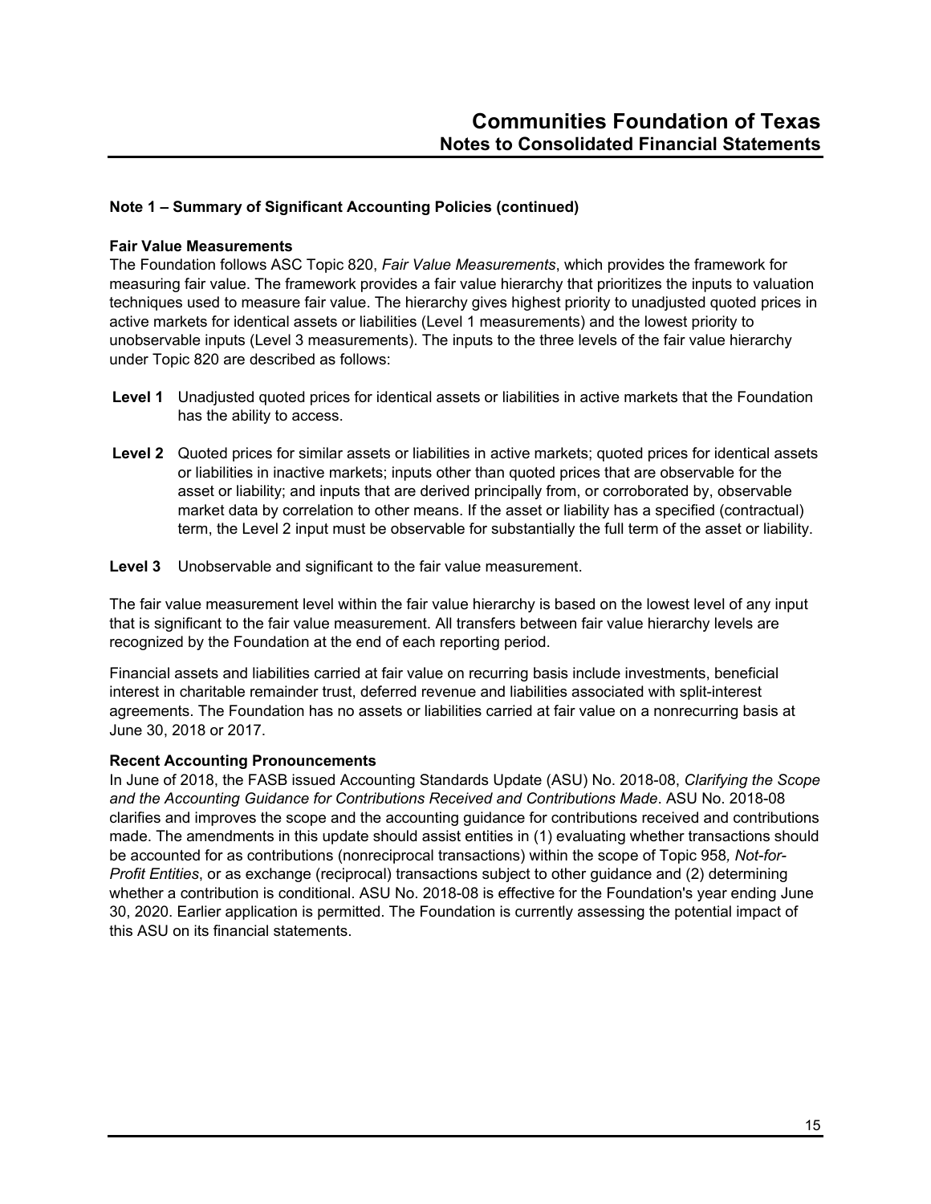**Note 1 – Summary of Significant Accounting Policies (continued)**

**Fair Value Measurements**

The Foundation follows ASC Topic 820, *Fair Value Measurements*, which provides the framework for measuring fair value. The framework provides a fair value hierarchy that prioritizes the inputs to valuation techniques used to measure fair value. The hierarchy gives highest priority to unadjusted quoted prices in active markets for identical assets or liabilities (Level 1 measurements) and the lowest priority to unobservable inputs (Level 3 measurements). The inputs to the three levels of the fair value hierarchy under Topic 820 are described as follows:

**Level 1** Unadjusted quoted prices for identical assets or liabilities in active markets that the Foundation has the ability to access.

**Level 2** Quoted prices for similar assets or liabilities in active markets; quoted prices for identical assets or liabilities in inactive markets; inputs other than quoted prices that are observable for the asset or liability; and inputs that are derived principally from, or corroborated by, observable market data by correlation to other means. If the asset or liability has a specified (contractual) term, the Level 2 input must be observable for substantially the full term of the asset or liability.

**Level 3** Unobservable and significant to the fair value measurement.

The fair value measurement level within the fair value hierarchy is based on the lowest level of any input that is significant to the fair value measurement. All transfers between fair value hierarchy levels are recognized by the Foundation at the end of each reporting period.

Financial assets and liabilities carried at fair value on recurring basis include investments, beneficial interest in charitable remainder trust, deferred revenue and liabilities associated with split-interest agreements. The Foundation has no assets or liabilities carried at fair value on a nonrecurring basis at June 30, 2018 or 2017.

**Recent Accounting Pronouncements**

In June of 2018, the FASB issued Accounting Standards Update (ASU) No. 2018-08, *Clarifying the Scope and the Accounting Guidance for Contributions Received and Contributions Made*. ASU No. 2018-08 clarifies and improves the scope and the accounting guidance for contributions received and contributions made. The amendments in this update should assist entities in (1) evaluating whether transactions should be accounted for as contributions (nonreciprocal transactions) within the scope of Topic 958*, Not-for-Profit Entities*, or as exchange (reciprocal) transactions subject to other guidance and (2) determining whether a contribution is conditional. ASU No. 2018-08 is effective for the Foundation's year ending June 30, 2020. Earlier application is permitted. The Foundation is currently assessing the potential impact of this ASU on its financial statements.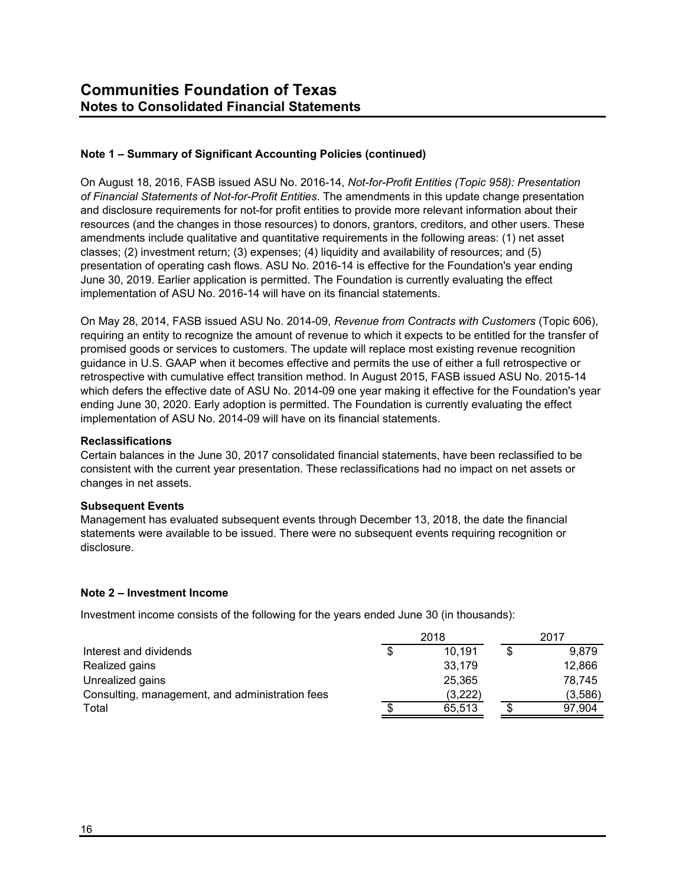**Note 1 – Summary of Significant Accounting Policies (continued)**

On August 18, 2016, FASB issued ASU No. 2016-14, *Not-for-Profit Entities (Topic 958): Presentation of Financial Statements of Not-for-Profit Entities*. The amendments in this update change presentation and disclosure requirements for not-for profit entities to provide more relevant information about their resources (and the changes in those resources) to donors, grantors, creditors, and other users. These amendments include qualitative and quantitative requirements in the following areas: (1) net asset classes; (2) investment return; (3) expenses; (4) liquidity and availability of resources; and (5) presentation of operating cash flows. ASU No. 2016-14 is effective for the Foundation's year ending June 30, 2019. Earlier application is permitted. The Foundation is currently evaluating the effect implementation of ASU No. 2016-14 will have on its financial statements.

On May 28, 2014, FASB issued ASU No. 2014-09, *Revenue from Contracts with Customers* (Topic 606), requiring an entity to recognize the amount of revenue to which it expects to be entitled for the transfer of promised goods or services to customers. The update will replace most existing revenue recognition guidance in U.S. GAAP when it becomes effective and permits the use of either a full retrospective or retrospective with cumulative effect transition method. In August 2015, FASB issued ASU No. 2015-14 which defers the effective date of ASU No. 2014-09 one year making it effective for the Foundation's year ending June 30, 2020. Early adoption is permitted. The Foundation is currently evaluating the effect implementation of ASU No. 2014-09 will have on its financial statements.

**Reclassifications**

Certain balances in the June 30, 2017 consolidated financial statements, have been reclassified to be consistent with the current year presentation. These reclassifications had no impact on net assets or changes in net assets.

**Subsequent Events**

Management has evaluated subsequent events through December 13, 2018, the date the financial statements were available to be issued. There were no subsequent events requiring recognition or disclosure.

**Note 2 – Investment Income**

Investment income consists of the following for the years ended June 30 (in thousands):

| | 2018 | 2017 |
|---|---|---|
| Interest and dividends | $ 10,191 | $ 9,879 |
| Realized gains | 33,179 | 12,866 |
| Unrealized gains | 25,365 | 78,745 |
| Consulting, management, and administration fees | (3,222) | (3,586) |
| Total | $ 65,513 | $ 97,904 |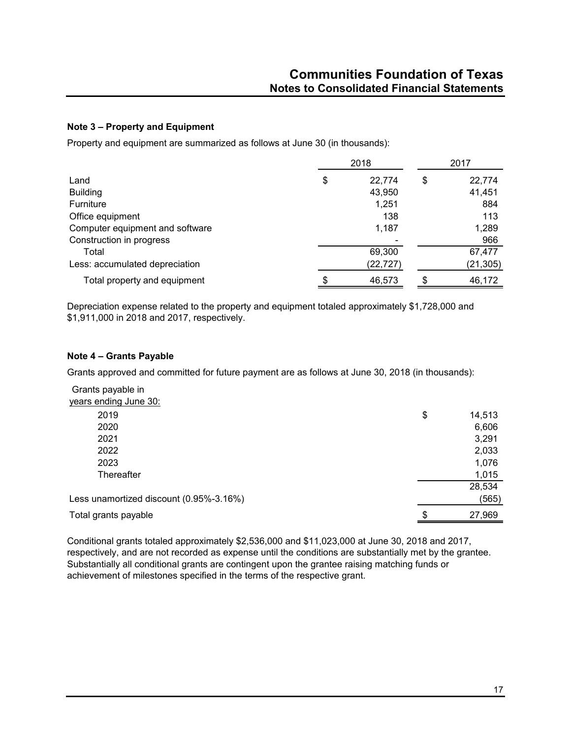#### Note 3 – Property and Equipment

Property and equipment are summarized as follows at June 30 (in thousands):

| | 2018 | 2017 |
|---|---|---|
| Land | $ 22,774 | $ 22,774 |
| Building | 43,950 | 41,451 |
| Furniture | 1,251 | 884 |
| Office equipment | 138 | 113 |
| Computer equipment and software | 1,187 | 1,289 |
| Construction in progress | - | 966 |
| Total | 69,300 | 67,477 |
| Less: accumulated depreciation | (22,727) | (21,305) |
| Total property and equipment | $ 46,573 | $ 46,172 |

Depreciation expense related to the property and equipment totaled approximately $1,728,000 and $1,911,000 in 2018 and 2017, respectively.

#### Note 4 – Grants Payable

Grants approved and committed for future payment are as follows at June 30, 2018 (in thousands):

| Grants payable in years ending June 30: | |
|---|---|
| 2019 | $ 14,513 |
| 2020 | 6,606 |
| 2021 | 3,291 |
| 2022 | 2,033 |
| 2023 | 1,076 |
| Thereafter | 1,015 |
| | 28,534 |
| Less unamortized discount (0.95%-3.16%) | (565) |
| Total grants payable | $ 27,969 |

Conditional grants totaled approximately $2,536,000 and $11,023,000 at June 30, 2018 and 2017, respectively, and are not recorded as expense until the conditions are substantially met by the grantee. Substantially all conditional grants are contingent upon the grantee raising matching funds or achievement of milestones specified in the terms of the respective grant.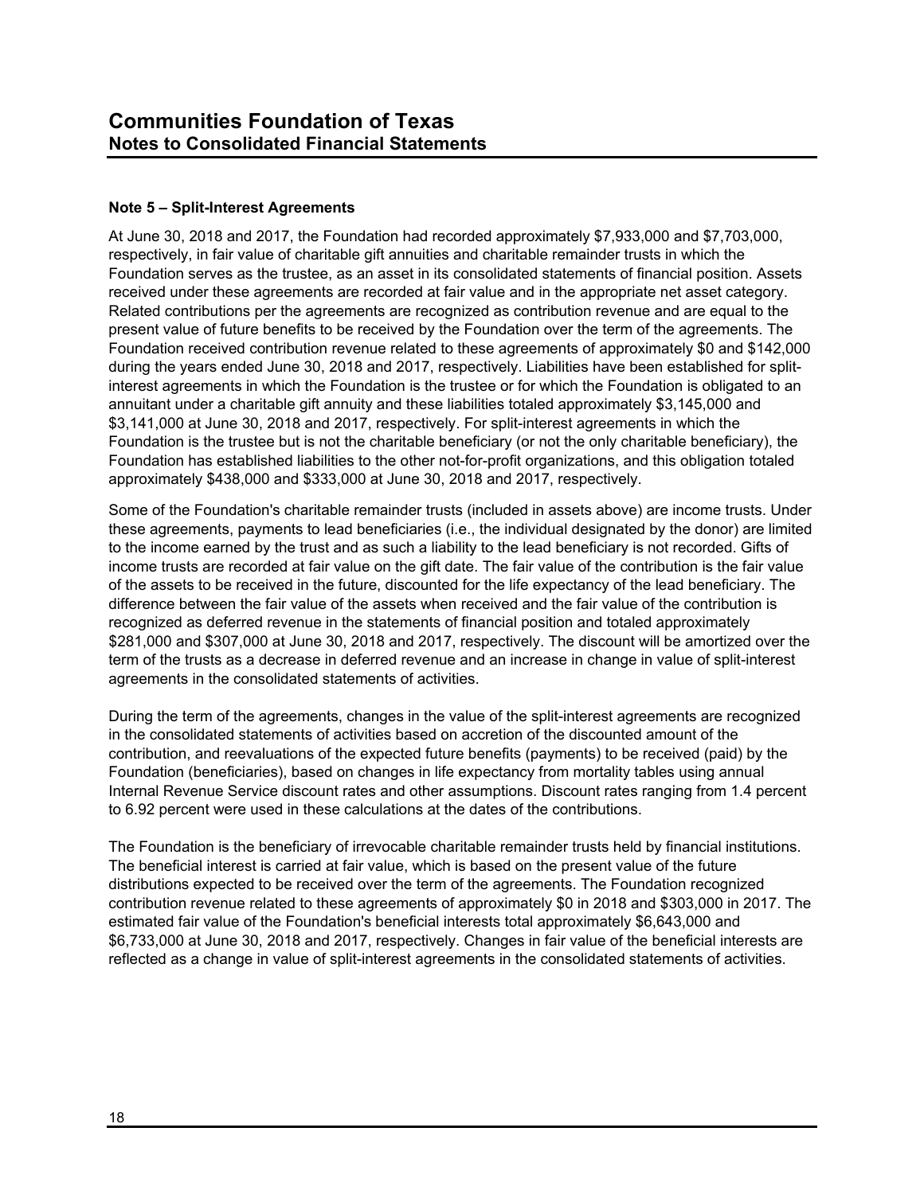## Note 5 – Split-Interest Agreements

At June 30, 2018 and 2017, the Foundation had recorded approximately $7,933,000 and $7,703,000, respectively, in fair value of charitable gift annuities and charitable remainder trusts in which the Foundation serves as the trustee, as an asset in its consolidated statements of financial position. Assets received under these agreements are recorded at fair value and in the appropriate net asset category. Related contributions per the agreements are recognized as contribution revenue and are equal to the present value of future benefits to be received by the Foundation over the term of the agreements. The Foundation received contribution revenue related to these agreements of approximately $0 and $142,000 during the years ended June 30, 2018 and 2017, respectively. Liabilities have been established for split-interest agreements in which the Foundation is the trustee or for which the Foundation is obligated to an annuitant under a charitable gift annuity and these liabilities totaled approximately $3,145,000 and $3,141,000 at June 30, 2018 and 2017, respectively. For split-interest agreements in which the Foundation is the trustee but is not the charitable beneficiary (or not the only charitable beneficiary), the Foundation has established liabilities to the other not-for-profit organizations, and this obligation totaled approximately $438,000 and $333,000 at June 30, 2018 and 2017, respectively.

Some of the Foundation's charitable remainder trusts (included in assets above) are income trusts. Under these agreements, payments to lead beneficiaries (i.e., the individual designated by the donor) are limited to the income earned by the trust and as such a liability to the lead beneficiary is not recorded. Gifts of income trusts are recorded at fair value on the gift date. The fair value of the contribution is the fair value of the assets to be received in the future, discounted for the life expectancy of the lead beneficiary. The difference between the fair value of the assets when received and the fair value of the contribution is recognized as deferred revenue in the statements of financial position and totaled approximately $281,000 and $307,000 at June 30, 2018 and 2017, respectively. The discount will be amortized over the term of the trusts as a decrease in deferred revenue and an increase in change in value of split-interest agreements in the consolidated statements of activities.

During the term of the agreements, changes in the value of the split-interest agreements are recognized in the consolidated statements of activities based on accretion of the discounted amount of the contribution, and reevaluations of the expected future benefits (payments) to be received (paid) by the Foundation (beneficiaries), based on changes in life expectancy from mortality tables using annual Internal Revenue Service discount rates and other assumptions. Discount rates ranging from 1.4 percent to 6.92 percent were used in these calculations at the dates of the contributions.

The Foundation is the beneficiary of irrevocable charitable remainder trusts held by financial institutions. The beneficial interest is carried at fair value, which is based on the present value of the future distributions expected to be received over the term of the agreements. The Foundation recognized contribution revenue related to these agreements of approximately $0 in 2018 and $303,000 in 2017. The estimated fair value of the Foundation's beneficial interests total approximately $6,643,000 and $6,733,000 at June 30, 2018 and 2017, respectively. Changes in fair value of the beneficial interests are reflected as a change in value of split-interest agreements in the consolidated statements of activities.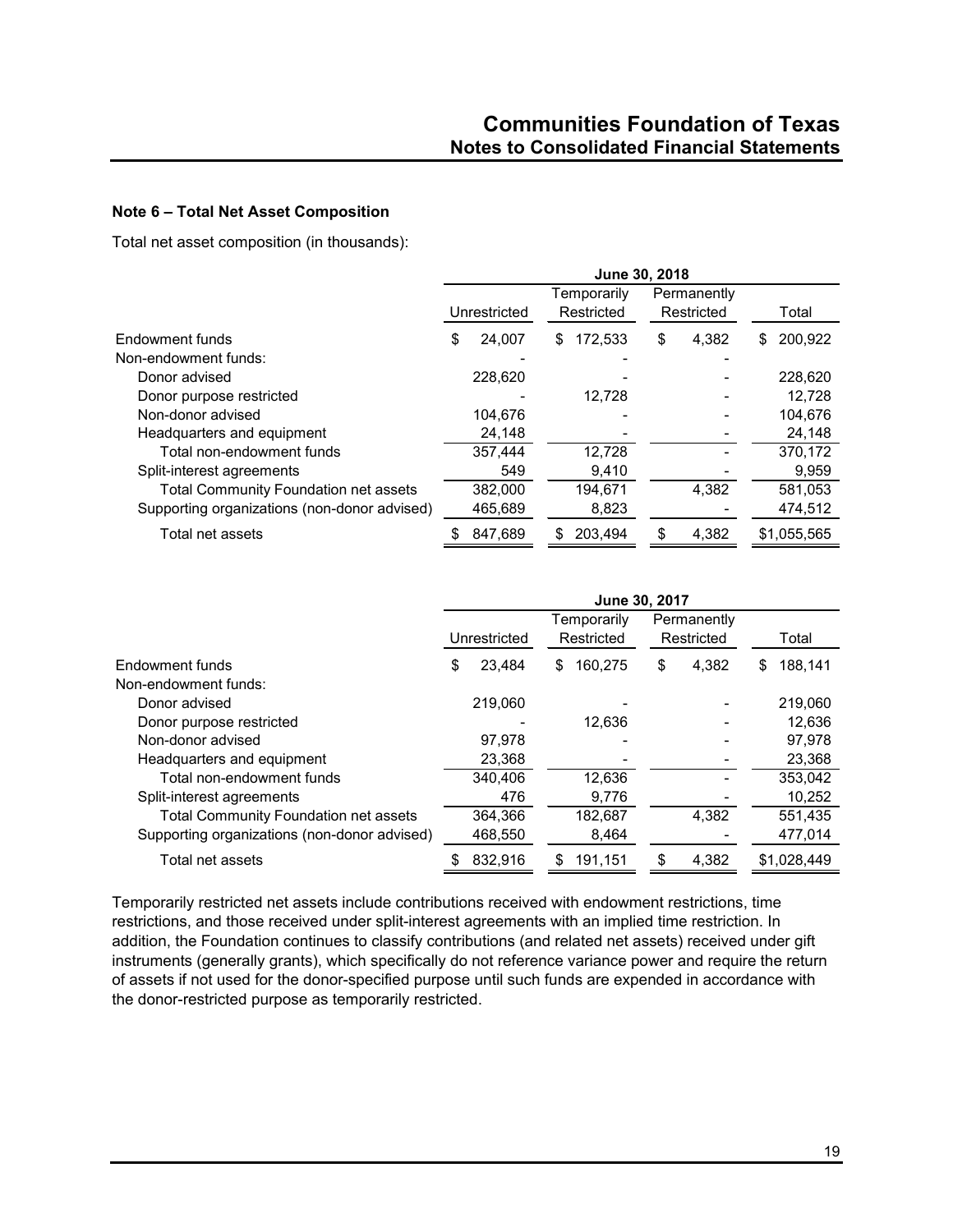### Note 6 – Total Net Asset Composition

Total net asset composition (in thousands):

| | June 30, 2018 | | | |
|---|---|---|---|---|
| | Unrestricted | Temporarily Restricted | Permanently Restricted | Total |
| Endowment funds | $ 24,007 | $ 172,533 | $ 4,382 | $ 200,922 |
| Non-endowment funds: | - | - | - | |
| Donor advised | 228,620 | - | - | 228,620 |
| Donor purpose restricted | - | 12,728 | - | 12,728 |
| Non-donor advised | 104,676 | - | - | 104,676 |
| Headquarters and equipment | 24,148 | - | - | 24,148 |
| Total non-endowment funds | 357,444 | 12,728 | - | 370,172 |
| Split-interest agreements | 549 | 9,410 | - | 9,959 |
| Total Community Foundation net assets | 382,000 | 194,671 | 4,382 | 581,053 |
| Supporting organizations (non-donor advised) | 465,689 | 8,823 | - | 474,512 |
| Total net assets | $ 847,689 | $ 203,494 | $ 4,382 | $1,055,565 |

| | June 30, 2017 | | | |
|---|---|---|---|---|
| | Unrestricted | Temporarily Restricted | Permanently Restricted | Total |
| Endowment funds | $ 23,484 | $ 160,275 | $ 4,382 | $ 188,141 |
| Non-endowment funds: | | | | |
| Donor advised | 219,060 | - | - | 219,060 |
| Donor purpose restricted | - | 12,636 | - | 12,636 |
| Non-donor advised | 97,978 | - | - | 97,978 |
| Headquarters and equipment | 23,368 | - | - | 23,368 |
| Total non-endowment funds | 340,406 | 12,636 | - | 353,042 |
| Split-interest agreements | 476 | 9,776 | - | 10,252 |
| Total Community Foundation net assets | 364,366 | 182,687 | 4,382 | 551,435 |
| Supporting organizations (non-donor advised) | 468,550 | 8,464 | - | 477,014 |
| Total net assets | $ 832,916 | $ 191,151 | $ 4,382 | $1,028,449 |

Temporarily restricted net assets include contributions received with endowment restrictions, time restrictions, and those received under split-interest agreements with an implied time restriction. In addition, the Foundation continues to classify contributions (and related net assets) received under gift instruments (generally grants), which specifically do not reference variance power and require the return of assets if not used for the donor-specified purpose until such funds are expended in accordance with the donor-restricted purpose as temporarily restricted.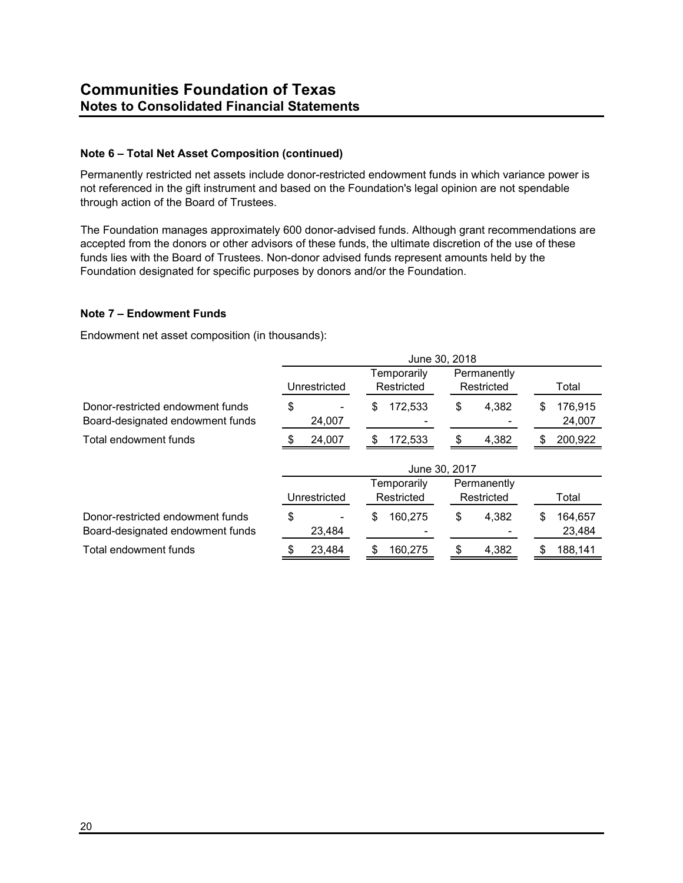## Note 6 – Total Net Asset Composition (continued)

Permanently restricted net assets include donor-restricted endowment funds in which variance power is not referenced in the gift instrument and based on the Foundation's legal opinion are not spendable through action of the Board of Trustees.

The Foundation manages approximately 600 donor-advised funds. Although grant recommendations are accepted from the donors or other advisors of these funds, the ultimate discretion of the use of these funds lies with the Board of Trustees. Non-donor advised funds represent amounts held by the Foundation designated for specific purposes by donors and/or the Foundation.

## Note 7 – Endowment Funds

Endowment net asset composition (in thousands):

| | June 30, 2018 | | | |
|---|---|---|---|---|
| | Unrestricted | Temporarily Restricted | Permanently Restricted | Total |
| Donor-restricted endowment funds | $ - | $ 172,533 | $ 4,382 | $ 176,915 |
| Board-designated endowment funds | 24,007 | - | - | 24,007 |
| Total endowment funds | $ 24,007 | $ 172,533 | $ 4,382 | $ 200,922 |

| | June 30, 2017 | | | |
|---|---|---|---|---|
| | Unrestricted | Temporarily Restricted | Permanently Restricted | Total |
| Donor-restricted endowment funds | $ - | $ 160,275 | $ 4,382 | $ 164,657 |
| Board-designated endowment funds | 23,484 | - | - | 23,484 |
| Total endowment funds | $ 23,484 | $ 160,275 | $ 4,382 | $ 188,141 |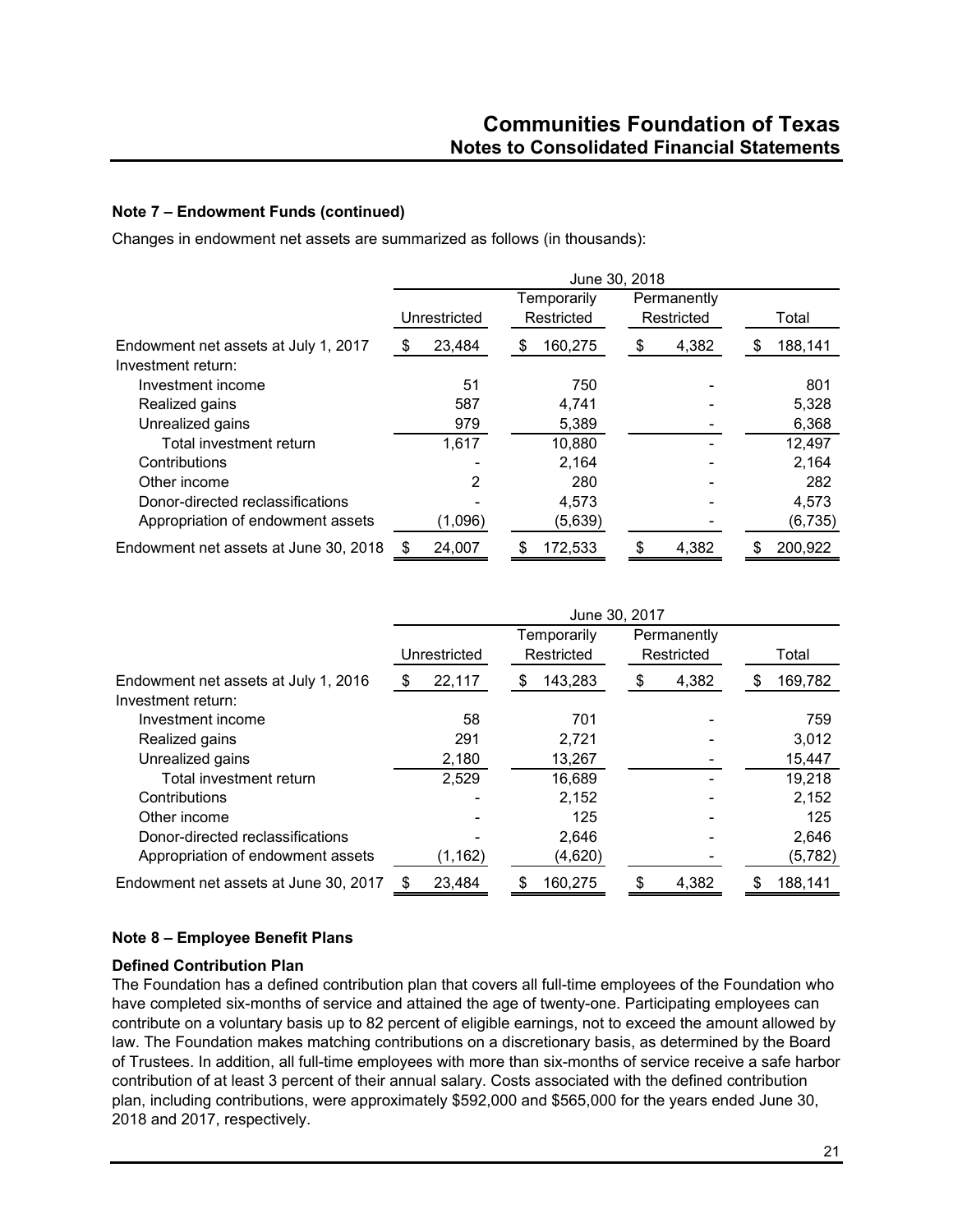## Note 7 – Endowment Funds (continued)

Changes in endowment net assets are summarized as follows (in thousands):

| | June 30, 2018 | | | |
|---|---|---|---|---|
| | Unrestricted | Temporarily Restricted | Permanently Restricted | Total |
| Endowment net assets at July 1, 2017 | $ 23,484 | $ 160,275 | $ 4,382 | $ 188,141 |
| Investment return: | | | | |
| Investment income | 51 | 750 | - | 801 |
| Realized gains | 587 | 4,741 | - | 5,328 |
| Unrealized gains | 979 | 5,389 | - | 6,368 |
| Total investment return | 1,617 | 10,880 | - | 12,497 |
| Contributions | - | 2,164 | - | 2,164 |
| Other income | 2 | 280 | - | 282 |
| Donor-directed reclassifications | - | 4,573 | - | 4,573 |
| Appropriation of endowment assets | (1,096) | (5,639) | - | (6,735) |
| Endowment net assets at June 30, 2018 | $ 24,007 | $ 172,533 | $ 4,382 | $ 200,922 |

| | June 30, 2017 | | | |
|---|---|---|---|---|
| | Unrestricted | Temporarily Restricted | Permanently Restricted | Total |
| Endowment net assets at July 1, 2016 | $ 22,117 | $ 143,283 | $ 4,382 | $ 169,782 |
| Investment return: | | | | |
| Investment income | 58 | 701 | - | 759 |
| Realized gains | 291 | 2,721 | - | 3,012 |
| Unrealized gains | 2,180 | 13,267 | - | 15,447 |
| Total investment return | 2,529 | 16,689 | - | 19,218 |
| Contributions | - | 2,152 | - | 2,152 |
| Other income | - | 125 | - | 125 |
| Donor-directed reclassifications | - | 2,646 | - | 2,646 |
| Appropriation of endowment assets | (1,162) | (4,620) | - | (5,782) |
| Endowment net assets at June 30, 2017 | $ 23,484 | $ 160,275 | $ 4,382 | $ 188,141 |

## Note 8 – Employee Benefit Plans

### Defined Contribution Plan

The Foundation has a defined contribution plan that covers all full-time employees of the Foundation who have completed six-months of service and attained the age of twenty-one. Participating employees can contribute on a voluntary basis up to 82 percent of eligible earnings, not to exceed the amount allowed by law. The Foundation makes matching contributions on a discretionary basis, as determined by the Board of Trustees. In addition, all full-time employees with more than six-months of service receive a safe harbor contribution of at least 3 percent of their annual salary. Costs associated with the defined contribution plan, including contributions, were approximately $592,000 and $565,000 for the years ended June 30, 2018 and 2017, respectively.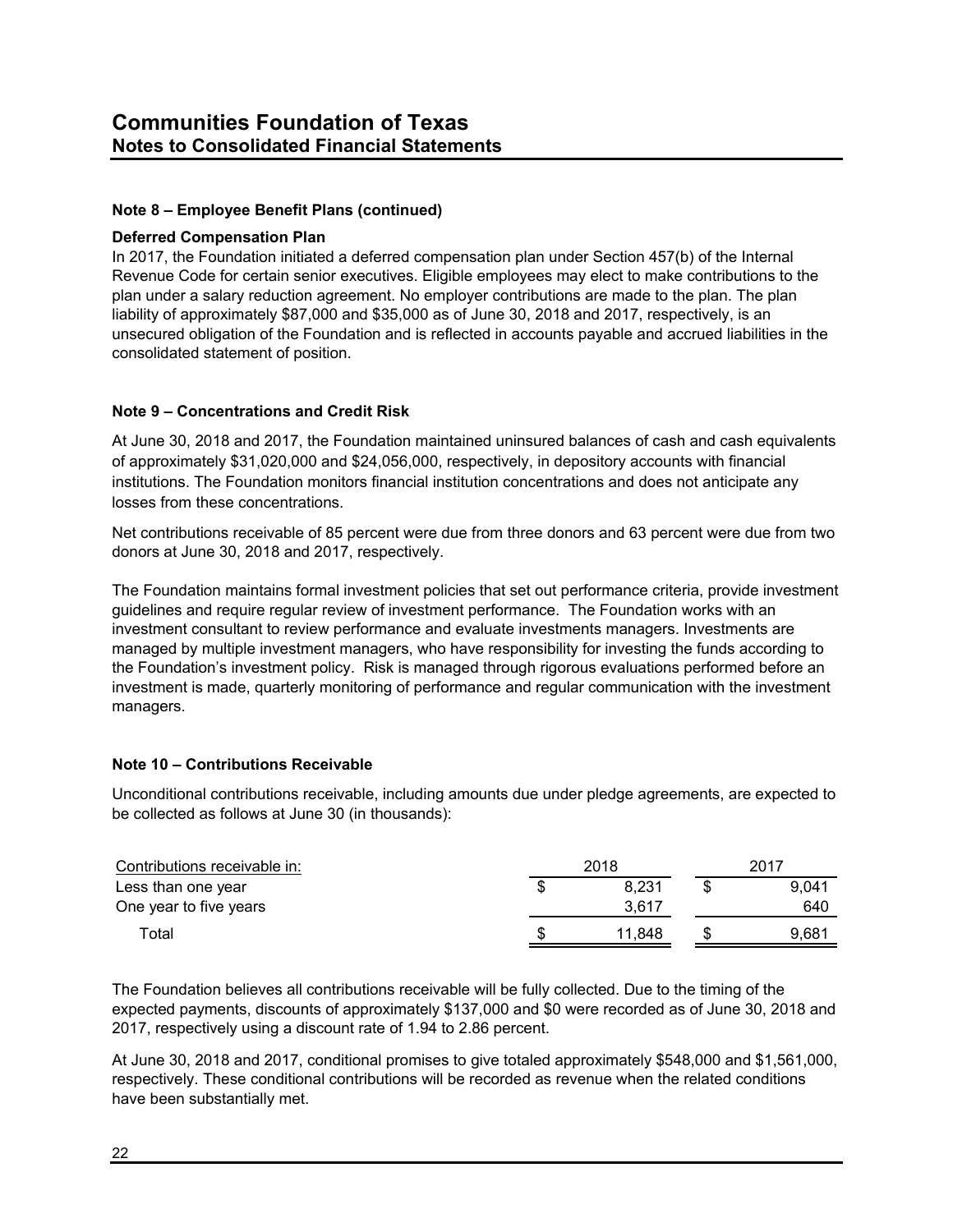# Communities Foundation of Texas
## Notes to Consolidated Financial Statements

### Note 8 – Employee Benefit Plans (continued)

**Deferred Compensation Plan**

In 2017, the Foundation initiated a deferred compensation plan under Section 457(b) of the Internal Revenue Code for certain senior executives. Eligible employees may elect to make contributions to the plan under a salary reduction agreement. No employer contributions are made to the plan. The plan liability of approximately $87,000 and $35,000 as of June 30, 2018 and 2017, respectively, is an unsecured obligation of the Foundation and is reflected in accounts payable and accrued liabilities in the consolidated statement of position.

### Note 9 – Concentrations and Credit Risk

At June 30, 2018 and 2017, the Foundation maintained uninsured balances of cash and cash equivalents of approximately $31,020,000 and $24,056,000, respectively, in depository accounts with financial institutions. The Foundation monitors financial institution concentrations and does not anticipate any losses from these concentrations.

Net contributions receivable of 85 percent were due from three donors and 63 percent were due from two donors at June 30, 2018 and 2017, respectively.

The Foundation maintains formal investment policies that set out performance criteria, provide investment guidelines and require regular review of investment performance. The Foundation works with an investment consultant to review performance and evaluate investments managers. Investments are managed by multiple investment managers, who have responsibility for investing the funds according to the Foundation's investment policy. Risk is managed through rigorous evaluations performed before an investment is made, quarterly monitoring of performance and regular communication with the investment managers.

### Note 10 – Contributions Receivable

Unconditional contributions receivable, including amounts due under pledge agreements, are expected to be collected as follows at June 30 (in thousands):

| Contributions receivable in: | 2018 | 2017 |
|---|---|---|
| Less than one year | $ 8,231 | $ 9,041 |
| One year to five years | 3,617 | 640 |
| Total | $ 11,848 | $ 9,681 |

The Foundation believes all contributions receivable will be fully collected. Due to the timing of the expected payments, discounts of approximately $137,000 and $0 were recorded as of June 30, 2018 and 2017, respectively using a discount rate of 1.94 to 2.86 percent.

At June 30, 2018 and 2017, conditional promises to give totaled approximately $548,000 and $1,561,000, respectively. These conditional contributions will be recorded as revenue when the related conditions have been substantially met.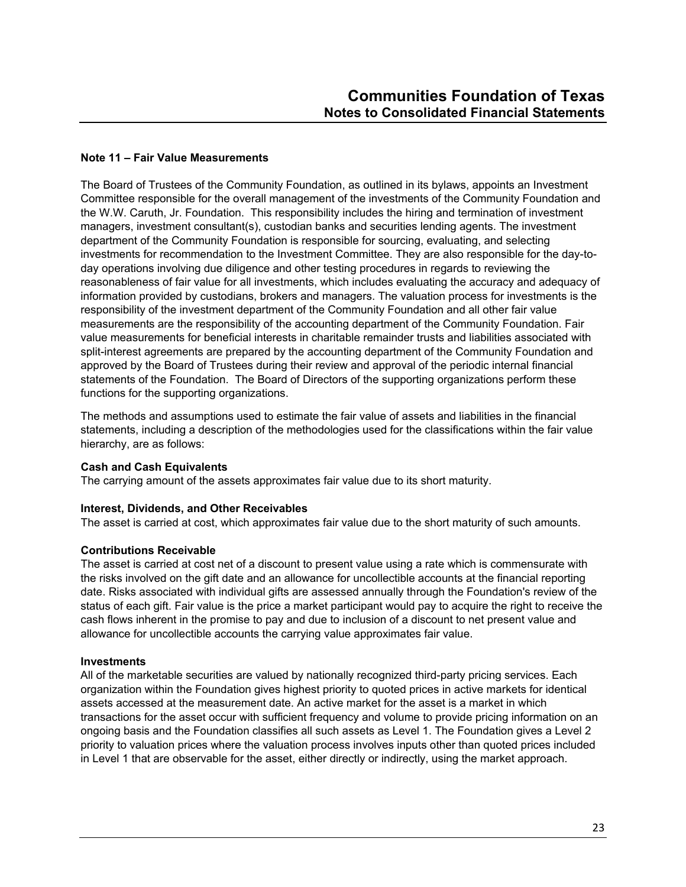## Note 11 – Fair Value Measurements

The Board of Trustees of the Community Foundation, as outlined in its bylaws, appoints an Investment Committee responsible for the overall management of the investments of the Community Foundation and the W.W. Caruth, Jr. Foundation. This responsibility includes the hiring and termination of investment managers, investment consultant(s), custodian banks and securities lending agents. The investment department of the Community Foundation is responsible for sourcing, evaluating, and selecting investments for recommendation to the Investment Committee. They are also responsible for the day-to-day operations involving due diligence and other testing procedures in regards to reviewing the reasonableness of fair value for all investments, which includes evaluating the accuracy and adequacy of information provided by custodians, brokers and managers. The valuation process for investments is the responsibility of the investment department of the Community Foundation and all other fair value measurements are the responsibility of the accounting department of the Community Foundation. Fair value measurements for beneficial interests in charitable remainder trusts and liabilities associated with split-interest agreements are prepared by the accounting department of the Community Foundation and approved by the Board of Trustees during their review and approval of the periodic internal financial statements of the Foundation. The Board of Directors of the supporting organizations perform these functions for the supporting organizations.

The methods and assumptions used to estimate the fair value of assets and liabilities in the financial statements, including a description of the methodologies used for the classifications within the fair value hierarchy, are as follows:

**Cash and Cash Equivalents**
The carrying amount of the assets approximates fair value due to its short maturity.

**Interest, Dividends, and Other Receivables**
The asset is carried at cost, which approximates fair value due to the short maturity of such amounts.

**Contributions Receivable**
The asset is carried at cost net of a discount to present value using a rate which is commensurate with the risks involved on the gift date and an allowance for uncollectible accounts at the financial reporting date. Risks associated with individual gifts are assessed annually through the Foundation's review of the status of each gift. Fair value is the price a market participant would pay to acquire the right to receive the cash flows inherent in the promise to pay and due to inclusion of a discount to net present value and allowance for uncollectible accounts the carrying value approximates fair value.

**Investments**
All of the marketable securities are valued by nationally recognized third-party pricing services. Each organization within the Foundation gives highest priority to quoted prices in active markets for identical assets accessed at the measurement date. An active market for the asset is a market in which transactions for the asset occur with sufficient frequency and volume to provide pricing information on an ongoing basis and the Foundation classifies all such assets as Level 1. The Foundation gives a Level 2 priority to valuation prices where the valuation process involves inputs other than quoted prices included in Level 1 that are observable for the asset, either directly or indirectly, using the market approach.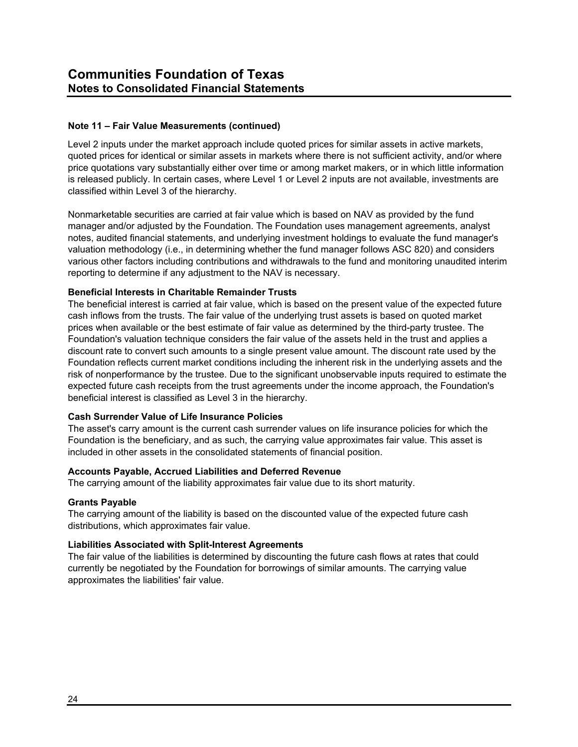**Note 11 – Fair Value Measurements (continued)**

Level 2 inputs under the market approach include quoted prices for similar assets in active markets, quoted prices for identical or similar assets in markets where there is not sufficient activity, and/or where price quotations vary substantially either over time or among market makers, or in which little information is released publicly. In certain cases, where Level 1 or Level 2 inputs are not available, investments are classified within Level 3 of the hierarchy.

Nonmarketable securities are carried at fair value which is based on NAV as provided by the fund manager and/or adjusted by the Foundation. The Foundation uses management agreements, analyst notes, audited financial statements, and underlying investment holdings to evaluate the fund manager's valuation methodology (i.e., in determining whether the fund manager follows ASC 820) and considers various other factors including contributions and withdrawals to the fund and monitoring unaudited interim reporting to determine if any adjustment to the NAV is necessary.

**Beneficial Interests in Charitable Remainder Trusts**

The beneficial interest is carried at fair value, which is based on the present value of the expected future cash inflows from the trusts. The fair value of the underlying trust assets is based on quoted market prices when available or the best estimate of fair value as determined by the third-party trustee. The Foundation's valuation technique considers the fair value of the assets held in the trust and applies a discount rate to convert such amounts to a single present value amount. The discount rate used by the Foundation reflects current market conditions including the inherent risk in the underlying assets and the risk of nonperformance by the trustee. Due to the significant unobservable inputs required to estimate the expected future cash receipts from the trust agreements under the income approach, the Foundation's beneficial interest is classified as Level 3 in the hierarchy.

**Cash Surrender Value of Life Insurance Policies**

The asset's carry amount is the current cash surrender values on life insurance policies for which the Foundation is the beneficiary, and as such, the carrying value approximates fair value. This asset is included in other assets in the consolidated statements of financial position.

**Accounts Payable, Accrued Liabilities and Deferred Revenue**

The carrying amount of the liability approximates fair value due to its short maturity.

**Grants Payable**

The carrying amount of the liability is based on the discounted value of the expected future cash distributions, which approximates fair value.

**Liabilities Associated with Split-Interest Agreements**

The fair value of the liabilities is determined by discounting the future cash flows at rates that could currently be negotiated by the Foundation for borrowings of similar amounts. The carrying value approximates the liabilities' fair value.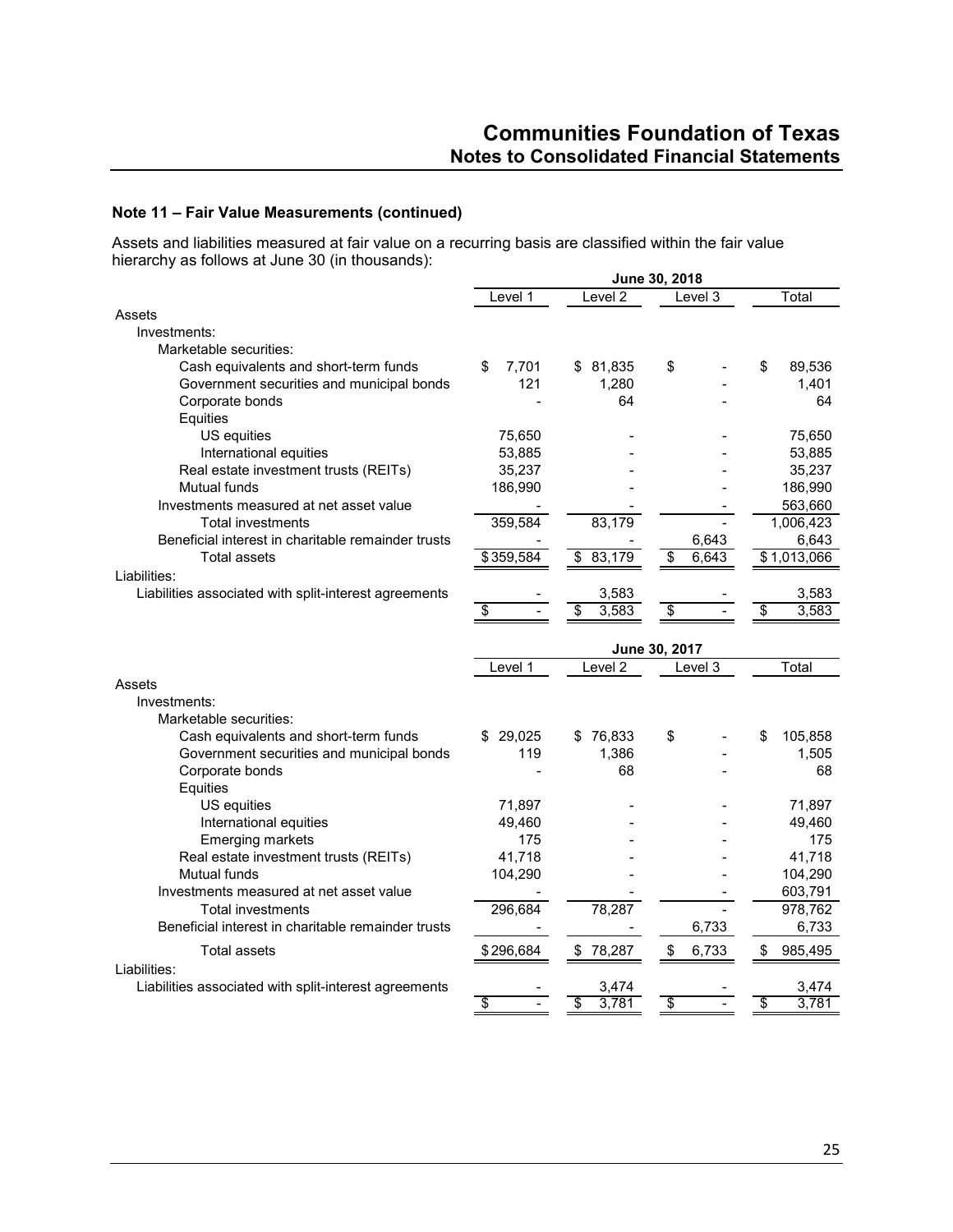## Note 11 – Fair Value Measurements (continued)

Assets and liabilities measured at fair value on a recurring basis are classified within the fair value hierarchy as follows at June 30 (in thousands):

| | June 30, 2018 | | | |
|---|---|---|---|---|
| | Level 1 | Level 2 | Level 3 | Total |
| Assets | | | | |
| Investments: | | | | |
| Marketable securities: | | | | |
| Cash equivalents and short-term funds | $ 7,701 | $ 81,835 | $ - | $ 89,536 |
| Government securities and municipal bonds | 121 | 1,280 | - | 1,401 |
| Corporate bonds | - | 64 | - | 64 |
| Equities | | | | |
| US equities | 75,650 | - | - | 75,650 |
| International equities | 53,885 | - | - | 53,885 |
| Real estate investment trusts (REITs) | 35,237 | - | - | 35,237 |
| Mutual funds | 186,990 | - | - | 186,990 |
| Investments measured at net asset value | - | - | - | 563,660 |
| Total investments | 359,584 | 83,179 | - | 1,006,423 |
| Beneficial interest in charitable remainder trusts | - | - | 6,643 | 6,643 |
| Total assets | $ 359,584 | $ 83,179 | $ 6,643 | $ 1,013,066 |
| Liabilities: | | | | |
| Liabilities associated with split-interest agreements | - | 3,583 | - | 3,583 |
| | $ - | $ 3,583 | $ - | $ 3,583 |

| | June 30, 2017 | | | |
|---|---|---|---|---|
| | Level 1 | Level 2 | Level 3 | Total |
| Assets | | | | |
| Investments: | | | | |
| Marketable securities: | | | | |
| Cash equivalents and short-term funds | $ 29,025 | $ 76,833 | $ - | $ 105,858 |
| Government securities and municipal bonds | 119 | 1,386 | - | 1,505 |
| Corporate bonds | - | 68 | - | 68 |
| Equities | | | | |
| US equities | 71,897 | - | - | 71,897 |
| International equities | 49,460 | - | - | 49,460 |
| Emerging markets | 175 | - | - | 175 |
| Real estate investment trusts (REITs) | 41,718 | - | - | 41,718 |
| Mutual funds | 104,290 | - | - | 104,290 |
| Investments measured at net asset value | - | - | - | 603,791 |
| Total investments | 296,684 | 78,287 | - | 978,762 |
| Beneficial interest in charitable remainder trusts | - | - | 6,733 | 6,733 |
| Total assets | $ 296,684 | $ 78,287 | $ 6,733 | $ 985,495 |
| Liabilities: | | | | |
| Liabilities associated with split-interest agreements | - | 3,474 | - | 3,474 |
| | $ - | $ 3,781 | $ - | $ 3,781 |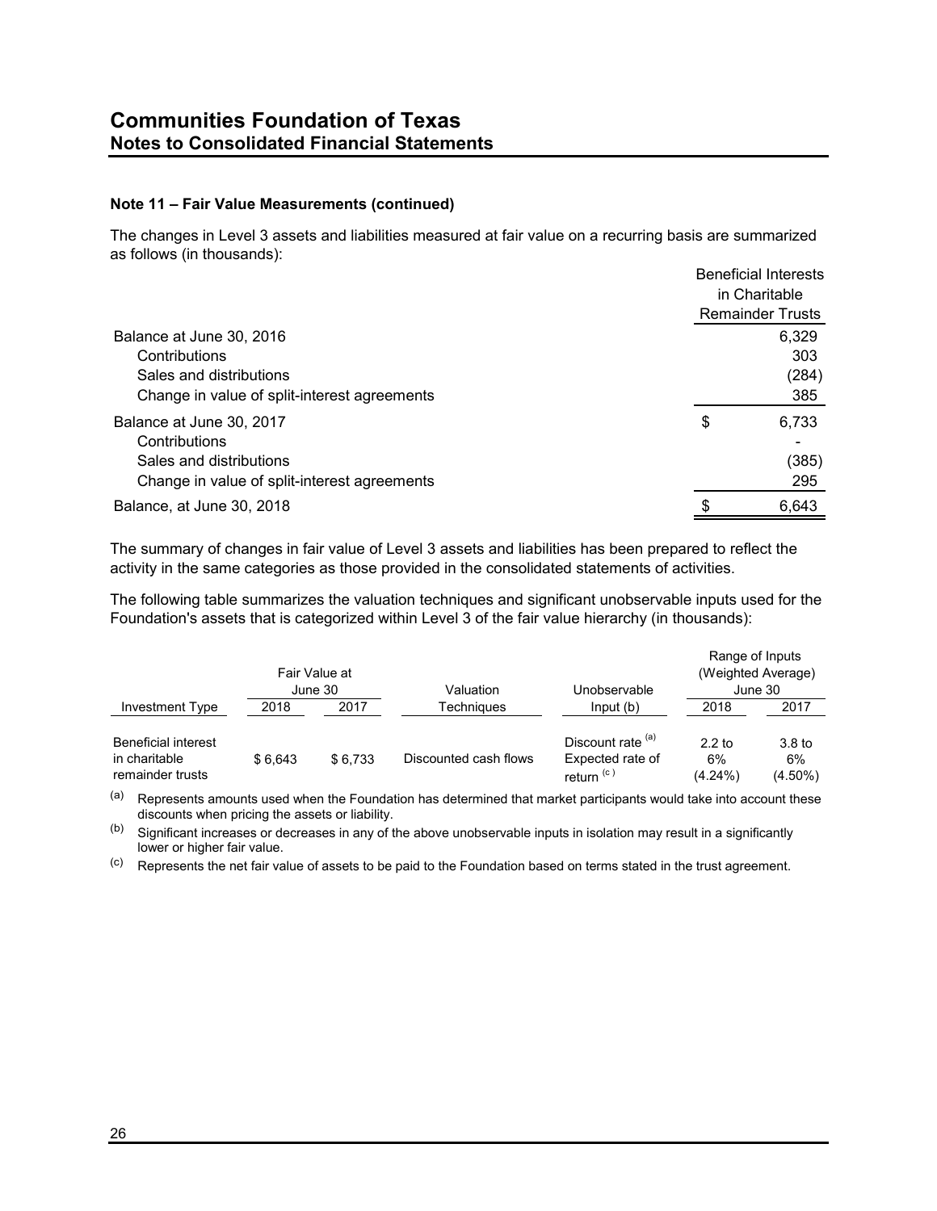## Communities Foundation of Texas
### Notes to Consolidated Financial Statements

**Note 11 – Fair Value Measurements (continued)**

The changes in Level 3 assets and liabilities measured at fair value on a recurring basis are summarized as follows (in thousands):

| | Beneficial Interests in Charitable Remainder Trusts |
|---|---|
| Balance at June 30, 2016 | 6,329 |
| Contributions | 303 |
| Sales and distributions | (284) |
| Change in value of split-interest agreements | 385 |
| Balance at June 30, 2017 | $ 6,733 |
| Contributions | - |
| Sales and distributions | (385) |
| Change in value of split-interest agreements | 295 |
| Balance, at June 30, 2018 | $ 6,643 |

The summary of changes in fair value of Level 3 assets and liabilities has been prepared to reflect the activity in the same categories as those provided in the consolidated statements of activities.

The following table summarizes the valuation techniques and significant unobservable inputs used for the Foundation's assets that is categorized within Level 3 of the fair value hierarchy (in thousands):

| | Fair Value at June 30 | | Valuation | Unobservable | Range of Inputs (Weighted Average) June 30 | |
|---|---|---|---|---|---|---|
| Investment Type | 2018 | 2017 | Techniques | Input (b) | 2018 | 2017 |
| Beneficial interest in charitable remainder trusts | $ 6,643 | $ 6,733 | Discounted cash flows | Discount rate [(a)] Expected rate of return [(c)] | 2.2 to 6% (4.24%) | 3.8 to 6% (4.50%) |

(a) Represents amounts used when the Foundation has determined that market participants would take into account these discounts when pricing the assets or liability.

(b) Significant increases or decreases in any of the above unobservable inputs in isolation may result in a significantly lower or higher fair value.

(c) Represents the net fair value of assets to be paid to the Foundation based on terms stated in the trust agreement.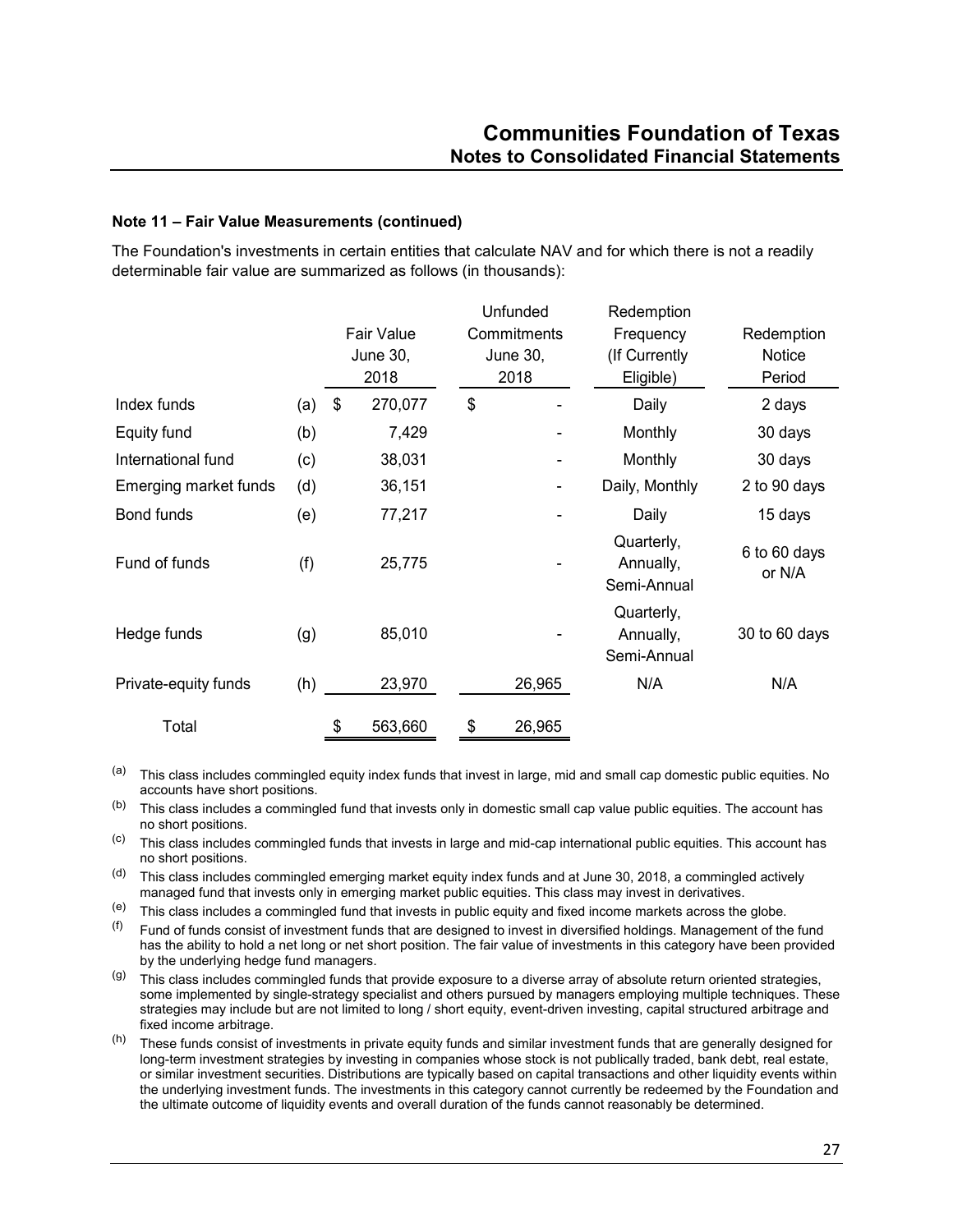### Note 11 – Fair Value Measurements (continued)

The Foundation's investments in certain entities that calculate NAV and for which there is not a readily determinable fair value are summarized as follows (in thousands):

| | | Fair Value June 30, 2018 | Unfunded Commitments June 30, 2018 | Redemption Frequency (If Currently Eligible) | Redemption Notice Period |
|---|---|---|---|---|---|
| Index funds | (a) | $ 270,077 | $ - | Daily | 2 days |
| Equity fund | (b) | 7,429 | - | Monthly | 30 days |
| International fund | (c) | 38,031 | - | Monthly | 30 days |
| Emerging market funds | (d) | 36,151 | - | Daily, Monthly | 2 to 90 days |
| Bond funds | (e) | 77,217 | - | Daily | 15 days |
| Fund of funds | (f) | 25,775 | - | Quarterly, Annually, Semi-Annual | 6 to 60 days or N/A |
| Hedge funds | (g) | 85,010 | - | Quarterly, Annually, Semi-Annual | 30 to 60 days |
| Private-equity funds | (h) | 23,970 | 26,965 | N/A | N/A |
| Total | | $ 563,660 | $ 26,965 | | |

(a) This class includes commingled equity index funds that invest in large, mid and small cap domestic public equities. No accounts have short positions.

(b) This class includes a commingled fund that invests only in domestic small cap value public equities. The account has no short positions.

(c) This class includes commingled funds that invests in large and mid-cap international public equities. This account has no short positions.

(d) This class includes commingled emerging market equity index funds and at June 30, 2018, a commingled actively managed fund that invests only in emerging market public equities. This class may invest in derivatives.

(e) This class includes a commingled fund that invests in public equity and fixed income markets across the globe.

(f) Fund of funds consist of investment funds that are designed to invest in diversified holdings. Management of the fund has the ability to hold a net long or net short position. The fair value of investments in this category have been provided by the underlying hedge fund managers.

(g) This class includes commingled funds that provide exposure to a diverse array of absolute return oriented strategies, some implemented by single-strategy specialist and others pursued by managers employing multiple techniques. These strategies may include but are not limited to long / short equity, event-driven investing, capital structured arbitrage and fixed income arbitrage.

(h) These funds consist of investments in private equity funds and similar investment funds that are generally designed for long-term investment strategies by investing in companies whose stock is not publically traded, bank debt, real estate, or similar investment securities. Distributions are typically based on capital transactions and other liquidity events within the underlying investment funds. The investments in this category cannot currently be redeemed by the Foundation and the ultimate outcome of liquidity events and overall duration of the funds cannot reasonably be determined.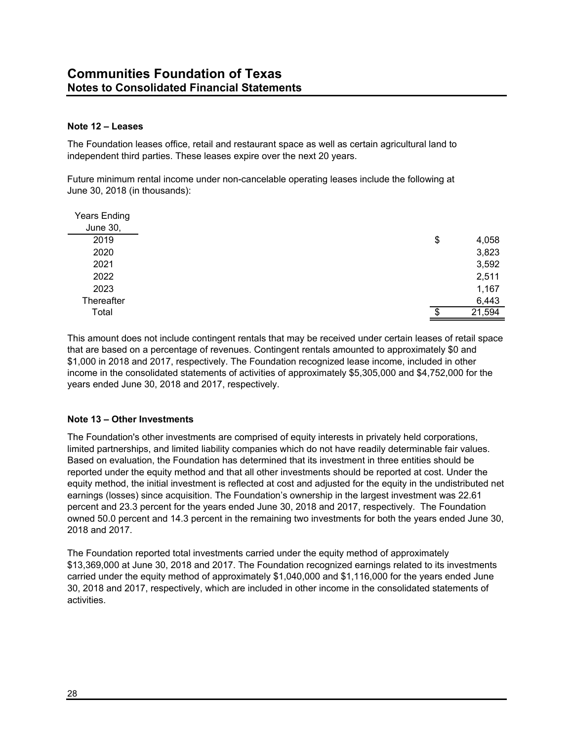# Communities Foundation of Texas
## Notes to Consolidated Financial Statements

### Note 12 – Leases

The Foundation leases office, retail and restaurant space as well as certain agricultural land to independent third parties. These leases expire over the next 20 years.

Future minimum rental income under non-cancelable operating leases include the following at June 30, 2018 (in thousands):

| Years Ending June 30, | |
|---|---|
| 2019 | $ 4,058 |
| 2020 | 3,823 |
| 2021 | 3,592 |
| 2022 | 2,511 |
| 2023 | 1,167 |
| Thereafter | 6,443 |
| Total | $ 21,594 |

This amount does not include contingent rentals that may be received under certain leases of retail space that are based on a percentage of revenues. Contingent rentals amounted to approximately $0 and $1,000 in 2018 and 2017, respectively. The Foundation recognized lease income, included in other income in the consolidated statements of activities of approximately $5,305,000 and $4,752,000 for the years ended June 30, 2018 and 2017, respectively.

### Note 13 – Other Investments

The Foundation's other investments are comprised of equity interests in privately held corporations, limited partnerships, and limited liability companies which do not have readily determinable fair values. Based on evaluation, the Foundation has determined that its investment in three entities should be reported under the equity method and that all other investments should be reported at cost. Under the equity method, the initial investment is reflected at cost and adjusted for the equity in the undistributed net earnings (losses) since acquisition. The Foundation's ownership in the largest investment was 22.61 percent and 23.3 percent for the years ended June 30, 2018 and 2017, respectively. The Foundation owned 50.0 percent and 14.3 percent in the remaining two investments for both the years ended June 30, 2018 and 2017.

The Foundation reported total investments carried under the equity method of approximately $13,369,000 at June 30, 2018 and 2017. The Foundation recognized earnings related to its investments carried under the equity method of approximately $1,040,000 and $1,116,000 for the years ended June 30, 2018 and 2017, respectively, which are included in other income in the consolidated statements of activities.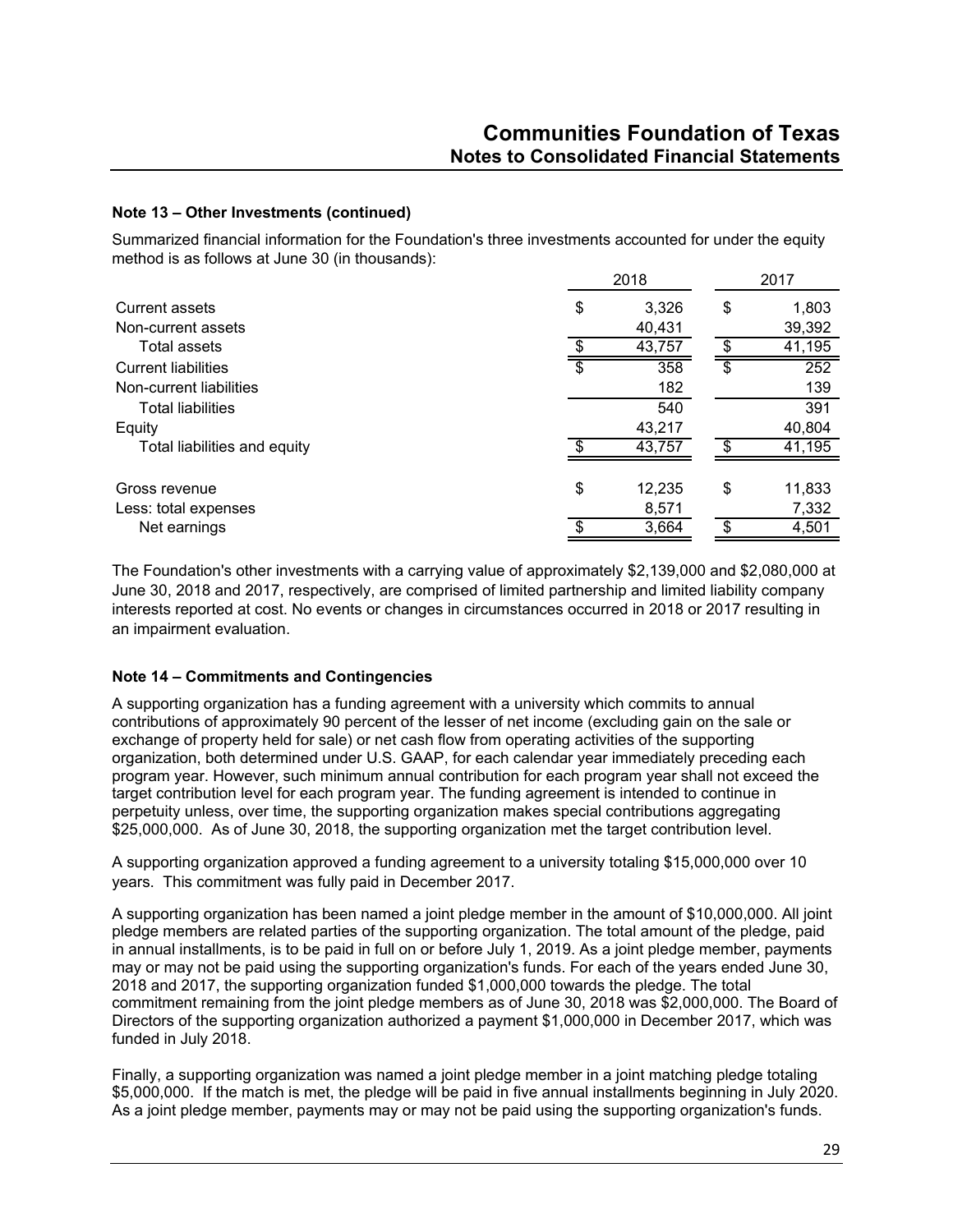### Note 13 – Other Investments (continued)

Summarized financial information for the Foundation's three investments accounted for under the equity method is as follows at June 30 (in thousands):

| | 2018 | 2017 |
|---|---|---|
| Current assets | $ 3,326 | $ 1,803 |
| Non-current assets | 40,431 | 39,392 |
| Total assets | $ 43,757 | $ 41,195 |
| Current liabilities | $ 358 | $ 252 |
| Non-current liabilities | 182 | 139 |
| Total liabilities | 540 | 391 |
| Equity | 43,217 | 40,804 |
| Total liabilities and equity | $ 43,757 | $ 41,195 |
| Gross revenue | $ 12,235 | $ 11,833 |
| Less: total expenses | 8,571 | 7,332 |
| Net earnings | $ 3,664 | $ 4,501 |

The Foundation's other investments with a carrying value of approximately $2,139,000 and $2,080,000 at June 30, 2018 and 2017, respectively, are comprised of limited partnership and limited liability company interests reported at cost. No events or changes in circumstances occurred in 2018 or 2017 resulting in an impairment evaluation.

### Note 14 – Commitments and Contingencies

A supporting organization has a funding agreement with a university which commits to annual contributions of approximately 90 percent of the lesser of net income (excluding gain on the sale or exchange of property held for sale) or net cash flow from operating activities of the supporting organization, both determined under U.S. GAAP, for each calendar year immediately preceding each program year. However, such minimum annual contribution for each program year shall not exceed the target contribution level for each program year. The funding agreement is intended to continue in perpetuity unless, over time, the supporting organization makes special contributions aggregating $25,000,000. As of June 30, 2018, the supporting organization met the target contribution level.

A supporting organization approved a funding agreement to a university totaling $15,000,000 over 10 years. This commitment was fully paid in December 2017.

A supporting organization has been named a joint pledge member in the amount of $10,000,000. All joint pledge members are related parties of the supporting organization. The total amount of the pledge, paid in annual installments, is to be paid in full on or before July 1, 2019. As a joint pledge member, payments may or may not be paid using the supporting organization's funds. For each of the years ended June 30, 2018 and 2017, the supporting organization funded $1,000,000 towards the pledge. The total commitment remaining from the joint pledge members as of June 30, 2018 was $2,000,000. The Board of Directors of the supporting organization authorized a payment $1,000,000 in December 2017, which was funded in July 2018.

Finally, a supporting organization was named a joint pledge member in a joint matching pledge totaling $5,000,000. If the match is met, the pledge will be paid in five annual installments beginning in July 2020. As a joint pledge member, payments may or may not be paid using the supporting organization's funds.